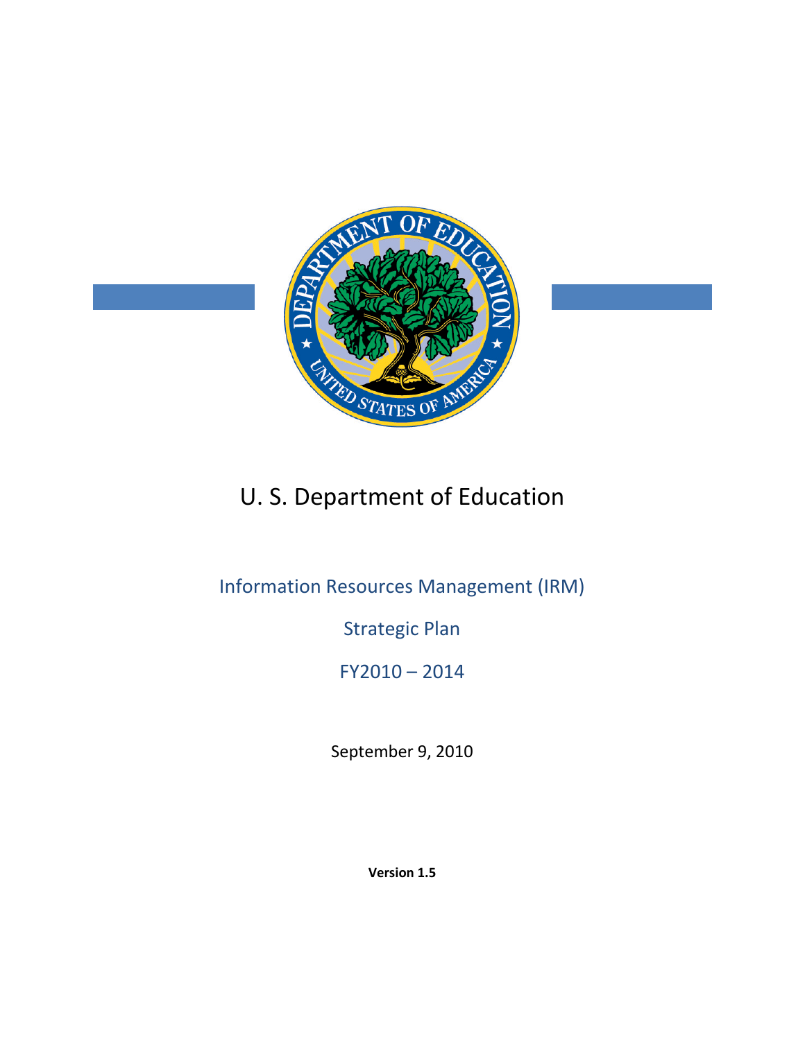# U. S. Department of Education

## Information Resources Management (IRM)

## Strategic Plan

## FY2010 – 2014

September 9, 2010

**Version 1.5**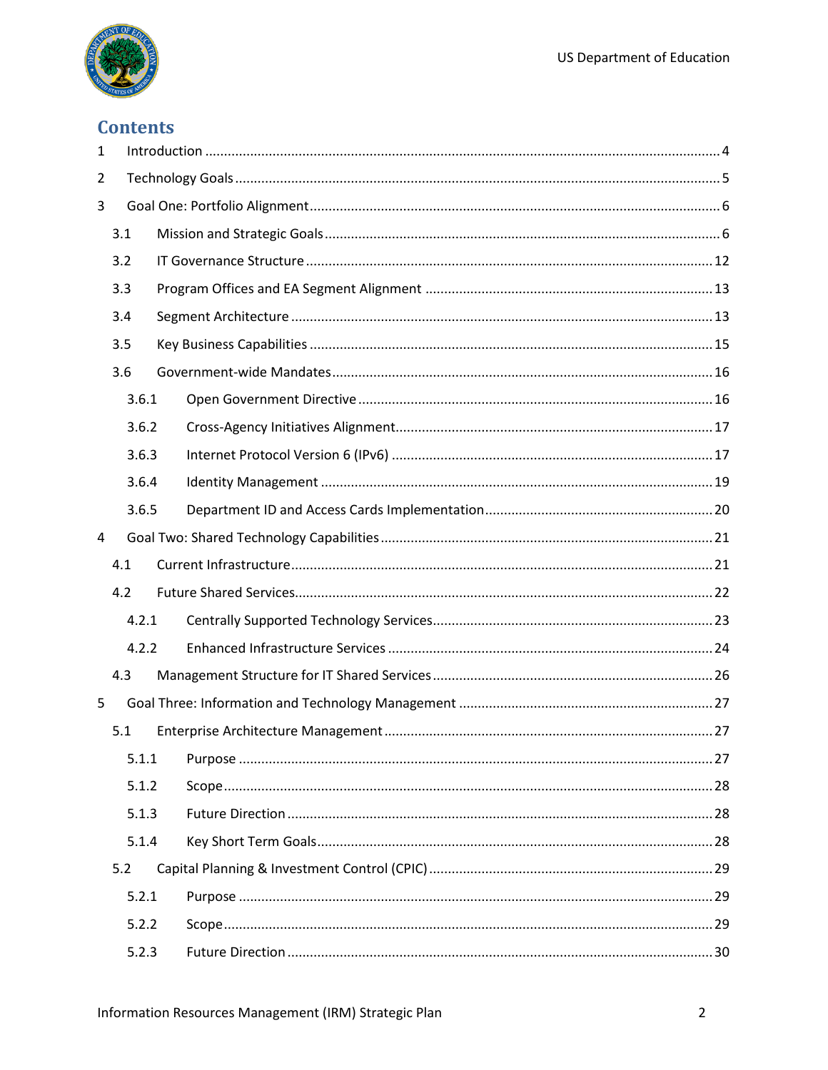# Contents

1 Introduction ........................................................................................................................ 4

2 Technology Goals ................................................................................................................ 5

3 Goal One: Portfolio Alignment ............................................................................................. 6

3.1 Mission and Strategic Goals ........................................................................................... 6

3.2 IT Governance Structure ............................................................................................... 12

3.3 Program Offices and EA Segment Alignment ............................................................... 13

3.4 Segment Architecture ................................................................................................... 13

3.5 Key Business Capabilities ............................................................................................. 15

3.6 Government-wide Mandates ........................................................................................ 16

3.6.1 Open Government Directive .................................................................................. 16

3.6.2 Cross-Agency Initiatives Alignment........................................................................ 17

3.6.3 Internet Protocol Version 6 (IPv6) ......................................................................... 17

3.6.4 Identity Management ............................................................................................ 19

3.6.5 Department ID and Access Cards Implementation ................................................ 20

4 Goal Two: Shared Technology Capabilities ......................................................................... 21

4.1 Current Infrastructure ................................................................................................... 21

4.2 Future Shared Services .................................................................................................. 22

4.2.1 Centrally Supported Technology Services .............................................................. 23

4.2.2 Enhanced Infrastructure Services .......................................................................... 24

4.3 Management Structure for IT Shared Services ............................................................. 26

5 Goal Three: Information and Technology Management ..................................................... 27

5.1 Enterprise Architecture Management ......................................................................... 27

5.1.1 Purpose ................................................................................................................. 27

5.1.2 Scope ..................................................................................................................... 28

5.1.3 Future Direction .................................................................................................... 28

5.1.4 Key Short Term Goals ............................................................................................ 28

5.2 Capital Planning & Investment Control (CPIC) .............................................................. 29

5.2.1 Purpose ................................................................................................................. 29

5.2.2 Scope ..................................................................................................................... 29

5.2.3 Future Direction .................................................................................................... 30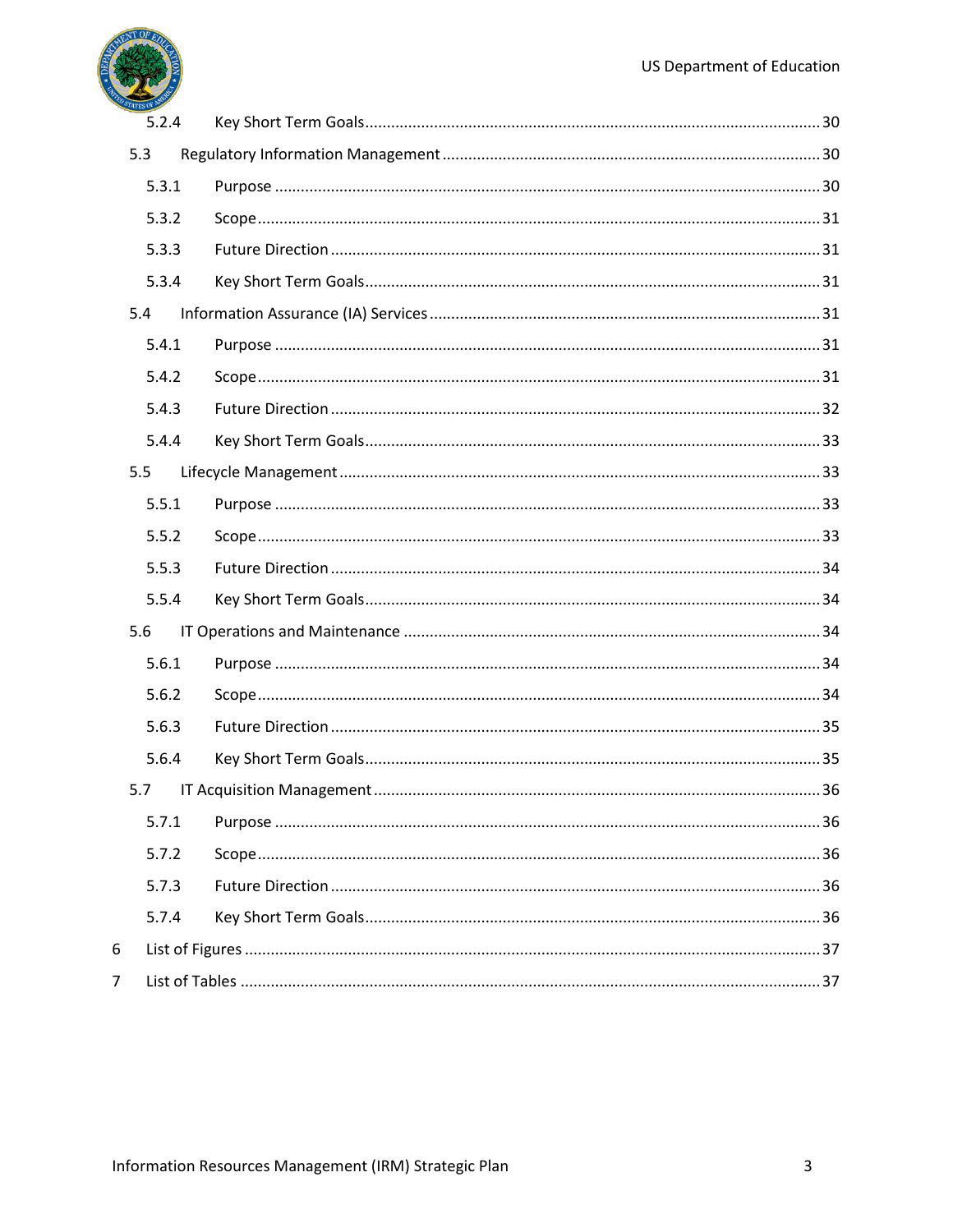- 5.2.4 Key Short Term Goals ........ 30
- 5.3 Regulatory Information Management ........ 30
  - 5.3.1 Purpose ........ 30
  - 5.3.2 Scope ........ 31
  - 5.3.3 Future Direction ........ 31
  - 5.3.4 Key Short Term Goals ........ 31
- 5.4 Information Assurance (IA) Services ........ 31
  - 5.4.1 Purpose ........ 31
  - 5.4.2 Scope ........ 31
  - 5.4.3 Future Direction ........ 32
  - 5.4.4 Key Short Term Goals ........ 33
- 5.5 Lifecycle Management ........ 33
  - 5.5.1 Purpose ........ 33
  - 5.5.2 Scope ........ 33
  - 5.5.3 Future Direction ........ 34
  - 5.5.4 Key Short Term Goals ........ 34
- 5.6 IT Operations and Maintenance ........ 34
  - 5.6.1 Purpose ........ 34
  - 5.6.2 Scope ........ 34
  - 5.6.3 Future Direction ........ 35
  - 5.6.4 Key Short Term Goals ........ 35
- 5.7 IT Acquisition Management ........ 36
  - 5.7.1 Purpose ........ 36
  - 5.7.2 Scope ........ 36
  - 5.7.3 Future Direction ........ 36
  - 5.7.4 Key Short Term Goals ........ 36

6 List of Figures ........ 37

7 List of Tables ........ 37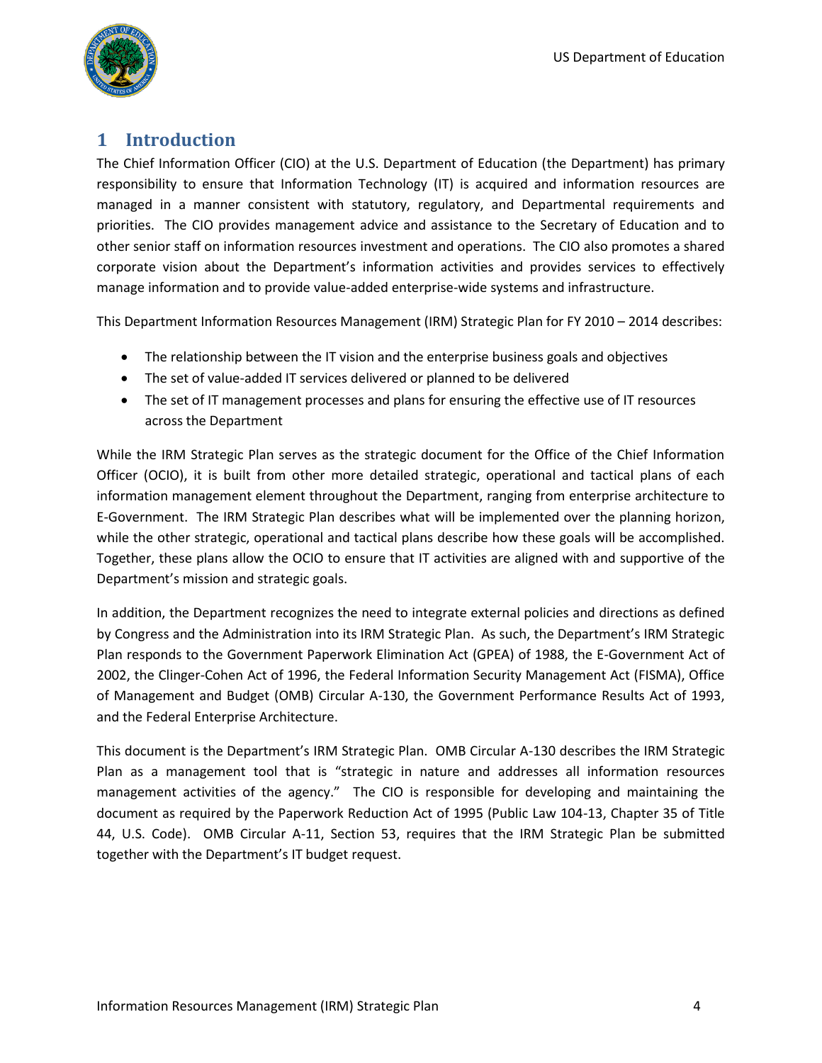# 1 Introduction

The Chief Information Officer (CIO) at the U.S. Department of Education (the Department) has primary responsibility to ensure that Information Technology (IT) is acquired and information resources are managed in a manner consistent with statutory, regulatory, and Departmental requirements and priorities. The CIO provides management advice and assistance to the Secretary of Education and to other senior staff on information resources investment and operations. The CIO also promotes a shared corporate vision about the Department's information activities and provides services to effectively manage information and to provide value-added enterprise-wide systems and infrastructure.

This Department Information Resources Management (IRM) Strategic Plan for FY 2010 – 2014 describes:

- The relationship between the IT vision and the enterprise business goals and objectives
- The set of value-added IT services delivered or planned to be delivered
- The set of IT management processes and plans for ensuring the effective use of IT resources across the Department

While the IRM Strategic Plan serves as the strategic document for the Office of the Chief Information Officer (OCIO), it is built from other more detailed strategic, operational and tactical plans of each information management element throughout the Department, ranging from enterprise architecture to E-Government. The IRM Strategic Plan describes what will be implemented over the planning horizon, while the other strategic, operational and tactical plans describe how these goals will be accomplished. Together, these plans allow the OCIO to ensure that IT activities are aligned with and supportive of the Department's mission and strategic goals.

In addition, the Department recognizes the need to integrate external policies and directions as defined by Congress and the Administration into its IRM Strategic Plan. As such, the Department's IRM Strategic Plan responds to the Government Paperwork Elimination Act (GPEA) of 1988, the E-Government Act of 2002, the Clinger-Cohen Act of 1996, the Federal Information Security Management Act (FISMA), Office of Management and Budget (OMB) Circular A-130, the Government Performance Results Act of 1993, and the Federal Enterprise Architecture.

This document is the Department's IRM Strategic Plan. OMB Circular A-130 describes the IRM Strategic Plan as a management tool that is "strategic in nature and addresses all information resources management activities of the agency." The CIO is responsible for developing and maintaining the document as required by the Paperwork Reduction Act of 1995 (Public Law 104-13, Chapter 35 of Title 44, U.S. Code). OMB Circular A-11, Section 53, requires that the IRM Strategic Plan be submitted together with the Department's IT budget request.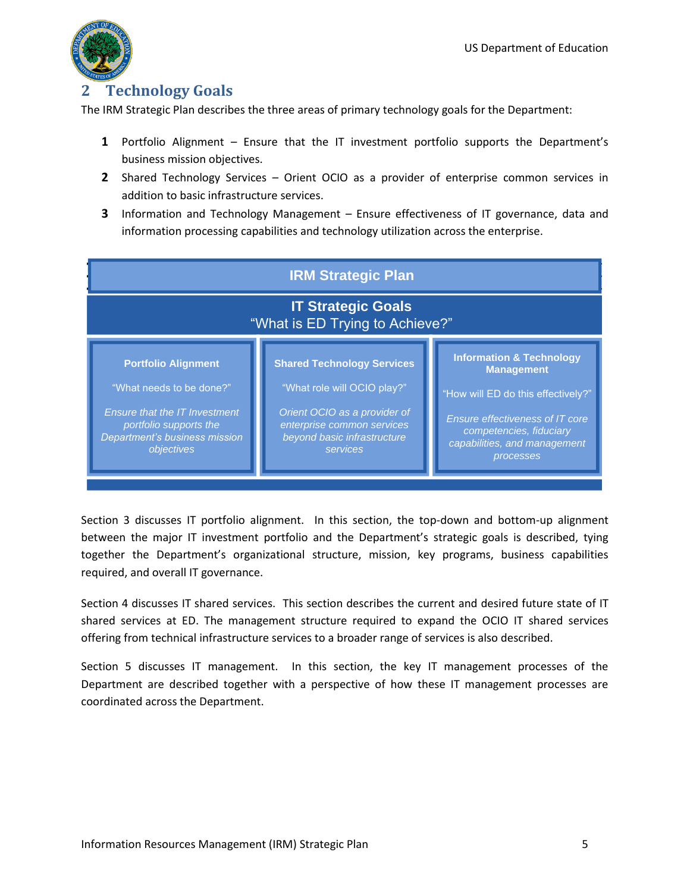## 2 Technology Goals

The IRM Strategic Plan describes the three areas of primary technology goals for the Department:

1. Portfolio Alignment – Ensure that the IT investment portfolio supports the Department's business mission objectives.
2. Shared Technology Services – Orient OCIO as a provider of enterprise common services in addition to basic infrastructure services.
3. Information and Technology Management – Ensure effectiveness of IT governance, data and information processing capabilities and technology utilization across the enterprise.

| IRM Strategic Plan | | |
|---|---|---|
| **IT Strategic Goals**<br>"What is ED Trying to Achieve?" | | |
| **Portfolio Alignment**<br><br>"What needs to be done?"<br><br>*Ensure that the IT Investment portfolio supports the Department's business mission objectives* | **Shared Technology Services**<br><br>"What role will OCIO play?"<br><br>*Orient OCIO as a provider of enterprise common services beyond basic infrastructure services* | **Information & Technology Management**<br><br>"How will ED do this effectively?"<br><br>*Ensure effectiveness of IT core competencies, fiduciary capabilities, and management processes* |

Section 3 discusses IT portfolio alignment. In this section, the top-down and bottom-up alignment between the major IT investment portfolio and the Department's strategic goals is described, tying together the Department's organizational structure, mission, key programs, business capabilities required, and overall IT governance.

Section 4 discusses IT shared services. This section describes the current and desired future state of IT shared services at ED. The management structure required to expand the OCIO IT shared services offering from technical infrastructure services to a broader range of services is also described.

Section 5 discusses IT management. In this section, the key IT management processes of the Department are described together with a perspective of how these IT management processes are coordinated across the Department.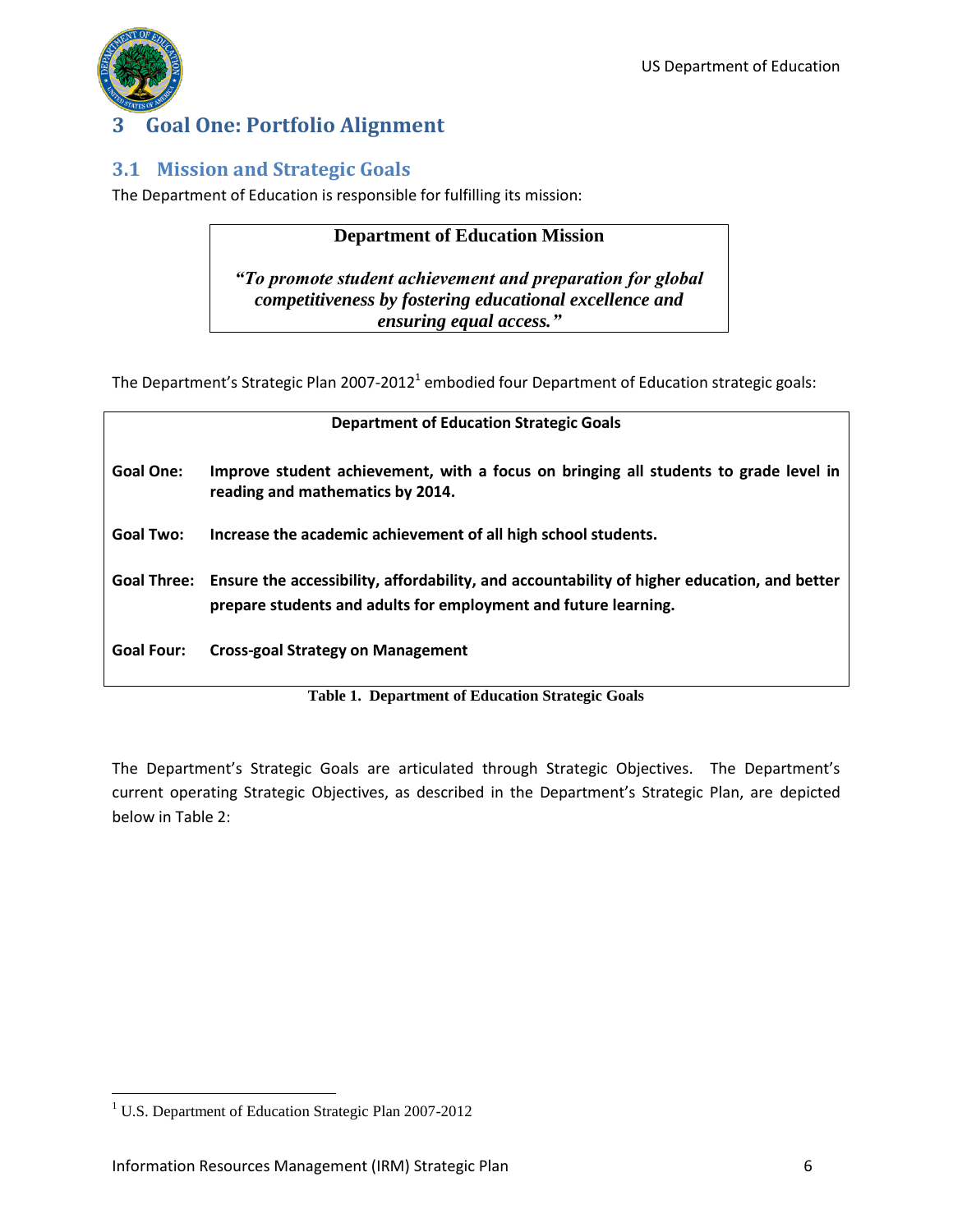# 3 Goal One: Portfolio Alignment

## 3.1 Mission and Strategic Goals

The Department of Education is responsible for fulfilling its mission:

> **Department of Education Mission**
>
> ***"To promote student achievement and preparation for global competitiveness by fostering educational excellence and ensuring equal access."***

The Department's Strategic Plan 2007-2012[1] embodied four Department of Education strategic goals:

| Department of Education Strategic Goals | |
|---|---|
| **Goal One:** | **Improve student achievement, with a focus on bringing all students to grade level in reading and mathematics by 2014.** |
| **Goal Two:** | **Increase the academic achievement of all high school students.** |
| **Goal Three:** | **Ensure the accessibility, affordability, and accountability of higher education, and better prepare students and adults for employment and future learning.** |
| **Goal Four:** | **Cross-goal Strategy on Management** |

**Table 1. Department of Education Strategic Goals**

The Department's Strategic Goals are articulated through Strategic Objectives. The Department's current operating Strategic Objectives, as described in the Department's Strategic Plan, are depicted below in Table 2:

[1] U.S. Department of Education Strategic Plan 2007-2012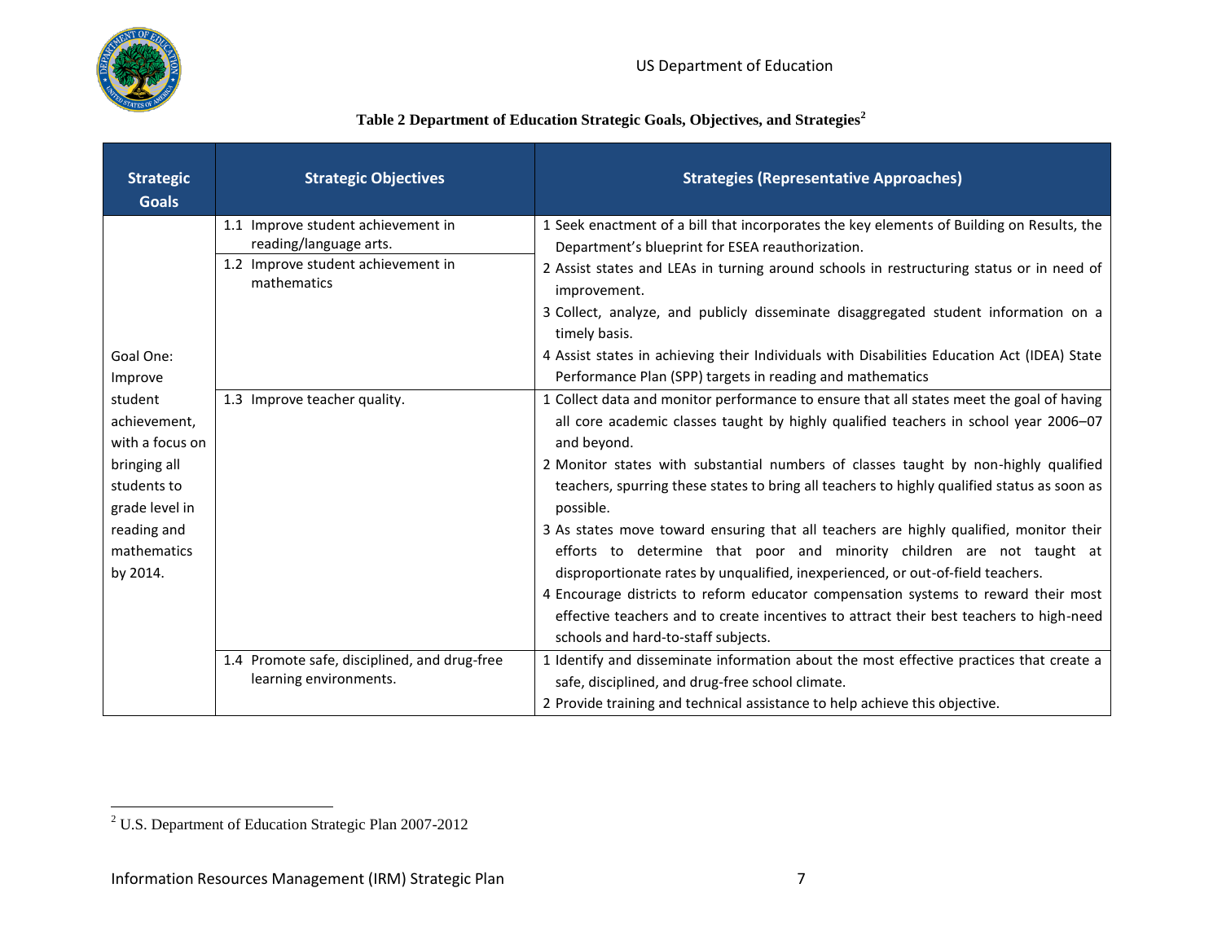**Table 2 Department of Education Strategic Goals, Objectives, and Strategies[2]**

| Strategic Goals | Strategic Objectives | Strategies (Representative Approaches) |
|---|---|---|
| Goal One: Improve student achievement, with a focus on bringing all students to grade level in reading and mathematics by 2014. | 1.1 Improve student achievement in reading/language arts.<br>1.2 Improve student achievement in mathematics | 1 Seek enactment of a bill that incorporates the key elements of Building on Results, the Department's blueprint for ESEA reauthorization.<br>2 Assist states and LEAs in turning around schools in restructuring status or in need of improvement.<br>3 Collect, analyze, and publicly disseminate disaggregated student information on a timely basis.<br>4 Assist states in achieving their Individuals with Disabilities Education Act (IDEA) State Performance Plan (SPP) targets in reading and mathematics |
| | 1.3 Improve teacher quality. | 1 Collect data and monitor performance to ensure that all states meet the goal of having all core academic classes taught by highly qualified teachers in school year 2006–07 and beyond.<br>2 Monitor states with substantial numbers of classes taught by non-highly qualified teachers, spurring these states to bring all teachers to highly qualified status as soon as possible.<br>3 As states move toward ensuring that all teachers are highly qualified, monitor their efforts to determine that poor and minority children are not taught at disproportionate rates by unqualified, inexperienced, or out-of-field teachers.<br>4 Encourage districts to reform educator compensation systems to reward their most effective teachers and to create incentives to attract their best teachers to high-need schools and hard-to-staff subjects. |
| | 1.4 Promote safe, disciplined, and drug-free learning environments. | 1 Identify and disseminate information about the most effective practices that create a safe, disciplined, and drug-free school climate.<br>2 Provide training and technical assistance to help achieve this objective. |

[2] U.S. Department of Education Strategic Plan 2007-2012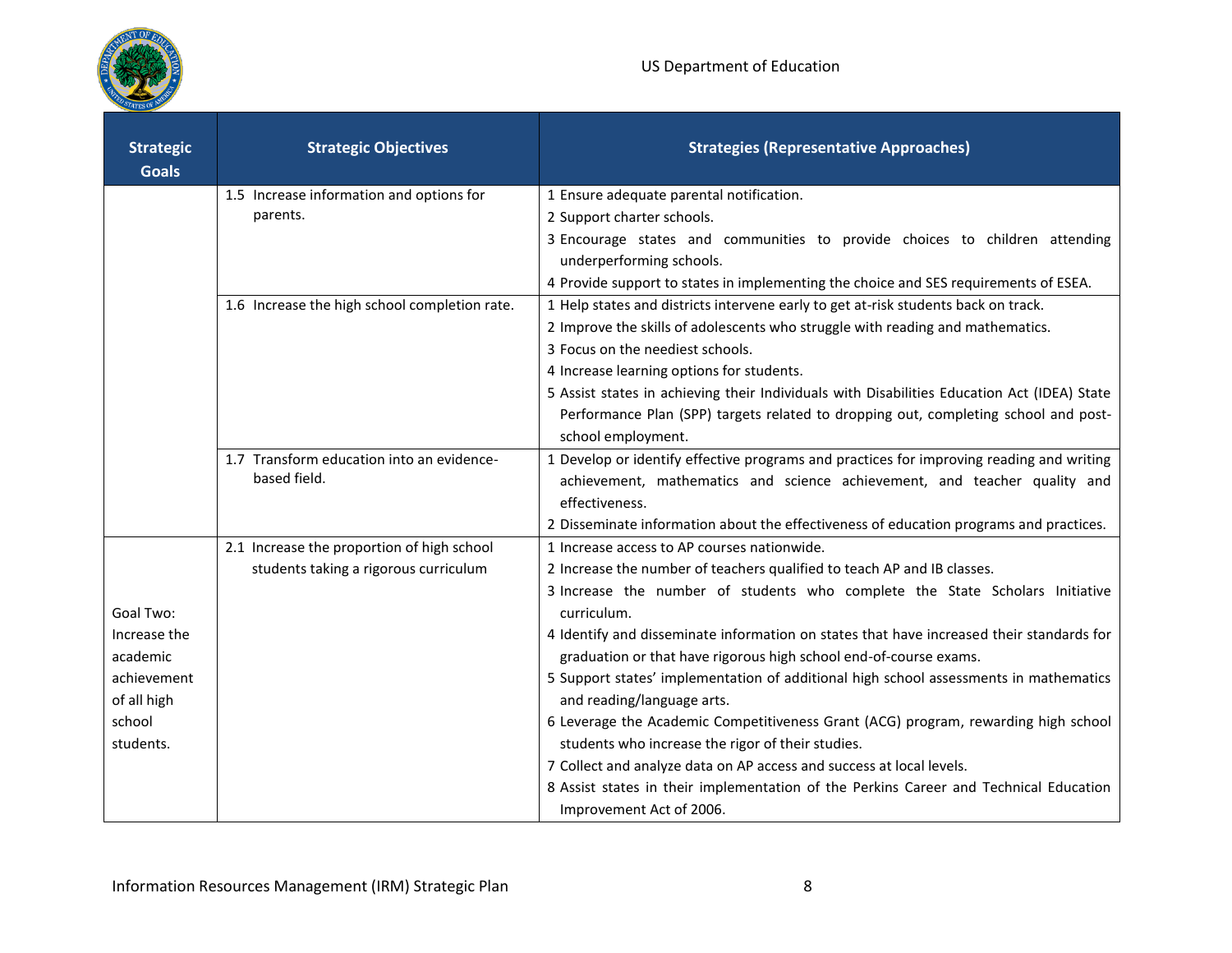| Strategic Goals | Strategic Objectives | Strategies (Representative Approaches) |
|---|---|---|
| | 1.5 Increase information and options for parents. | 1 Ensure adequate parental notification.<br>2 Support charter schools.<br>3 Encourage states and communities to provide choices to children attending underperforming schools.<br>4 Provide support to states in implementing the choice and SES requirements of ESEA. |
| | 1.6 Increase the high school completion rate. | 1 Help states and districts intervene early to get at-risk students back on track.<br>2 Improve the skills of adolescents who struggle with reading and mathematics.<br>3 Focus on the neediest schools.<br>4 Increase learning options for students.<br>5 Assist states in achieving their Individuals with Disabilities Education Act (IDEA) State Performance Plan (SPP) targets related to dropping out, completing school and post-school employment. |
| | 1.7 Transform education into an evidence-based field. | 1 Develop or identify effective programs and practices for improving reading and writing achievement, mathematics and science achievement, and teacher quality and effectiveness.<br>2 Disseminate information about the effectiveness of education programs and practices. |
| Goal Two: Increase the academic achievement of all high school students. | 2.1 Increase the proportion of high school students taking a rigorous curriculum | 1 Increase access to AP courses nationwide.<br>2 Increase the number of teachers qualified to teach AP and IB classes.<br>3 Increase the number of students who complete the State Scholars Initiative curriculum.<br>4 Identify and disseminate information on states that have increased their standards for graduation or that have rigorous high school end-of-course exams.<br>5 Support states' implementation of additional high school assessments in mathematics and reading/language arts.<br>6 Leverage the Academic Competitiveness Grant (ACG) program, rewarding high school students who increase the rigor of their studies.<br>7 Collect and analyze data on AP access and success at local levels.<br>8 Assist states in their implementation of the Perkins Career and Technical Education Improvement Act of 2006. |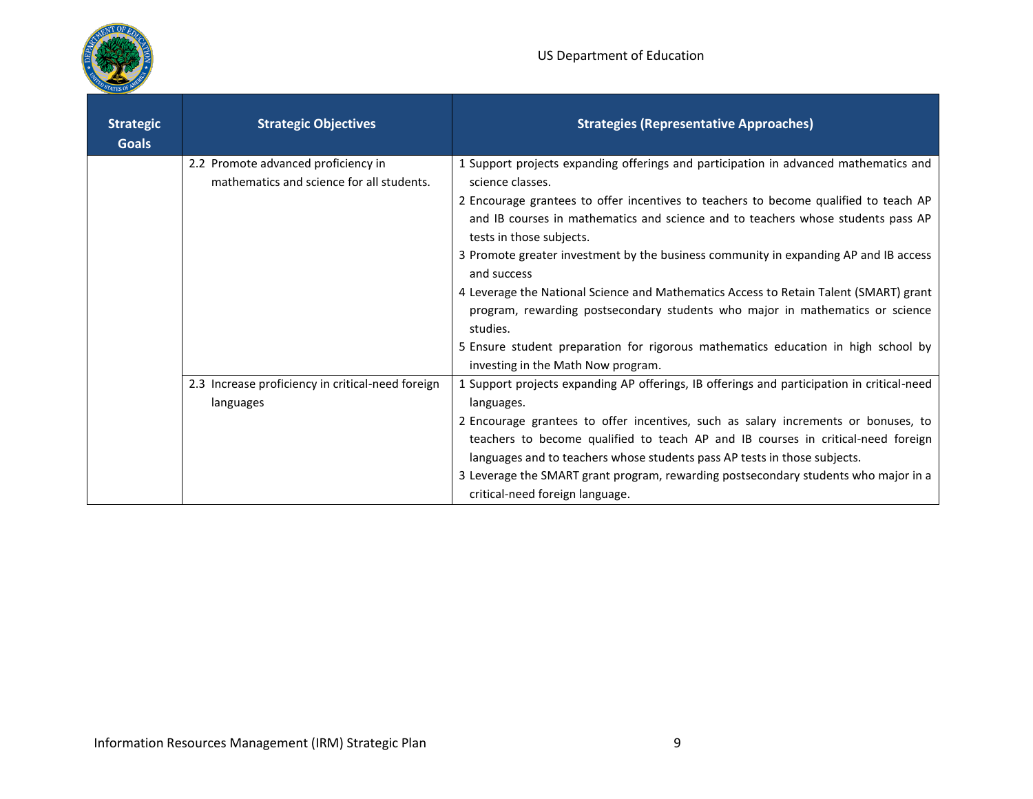| Strategic Goals | Strategic Objectives | Strategies (Representative Approaches) |
| --- | --- | --- |
| | 2.2 Promote advanced proficiency in mathematics and science for all students. | 1 Support projects expanding offerings and participation in advanced mathematics and science classes.<br>2 Encourage grantees to offer incentives to teachers to become qualified to teach AP and IB courses in mathematics and science and to teachers whose students pass AP tests in those subjects.<br>3 Promote greater investment by the business community in expanding AP and IB access and success<br>4 Leverage the National Science and Mathematics Access to Retain Talent (SMART) grant program, rewarding postsecondary students who major in mathematics or science studies.<br>5 Ensure student preparation for rigorous mathematics education in high school by investing in the Math Now program. |
| | 2.3 Increase proficiency in critical-need foreign languages | 1 Support projects expanding AP offerings, IB offerings and participation in critical-need languages.<br>2 Encourage grantees to offer incentives, such as salary increments or bonuses, to teachers to become qualified to teach AP and IB courses in critical-need foreign languages and to teachers whose students pass AP tests in those subjects.<br>3 Leverage the SMART grant program, rewarding postsecondary students who major in a critical-need foreign language. |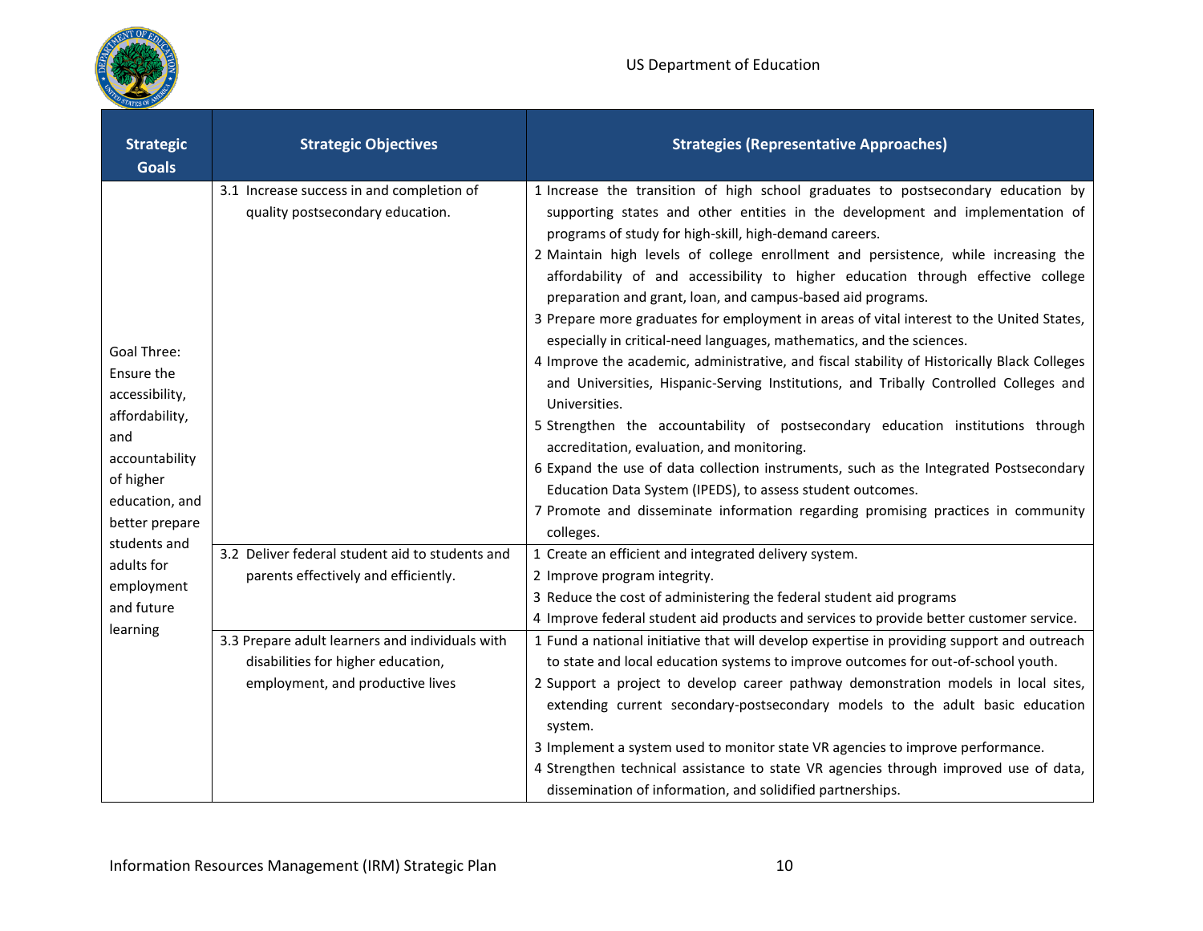| Strategic Goals | Strategic Objectives | Strategies (Representative Approaches) |
|---|---|---|
| Goal Three: Ensure the accessibility, affordability, and accountability of higher education, and better prepare students and adults for employment and future learning | 3.1 Increase success in and completion of quality postsecondary education. | 1 Increase the transition of high school graduates to postsecondary education by supporting states and other entities in the development and implementation of programs of study for high-skill, high-demand careers.<br>2 Maintain high levels of college enrollment and persistence, while increasing the affordability of and accessibility to higher education through effective college preparation and grant, loan, and campus-based aid programs.<br>3 Prepare more graduates for employment in areas of vital interest to the United States, especially in critical-need languages, mathematics, and the sciences.<br>4 Improve the academic, administrative, and fiscal stability of Historically Black Colleges and Universities, Hispanic-Serving Institutions, and Tribally Controlled Colleges and Universities.<br>5 Strengthen the accountability of postsecondary education institutions through accreditation, evaluation, and monitoring.<br>6 Expand the use of data collection instruments, such as the Integrated Postsecondary Education Data System (IPEDS), to assess student outcomes.<br>7 Promote and disseminate information regarding promising practices in community colleges. |
| | 3.2 Deliver federal student aid to students and parents effectively and efficiently. | 1 Create an efficient and integrated delivery system.<br>2 Improve program integrity.<br>3 Reduce the cost of administering the federal student aid programs<br>4 Improve federal student aid products and services to provide better customer service. |
| | 3.3 Prepare adult learners and individuals with disabilities for higher education, employment, and productive lives | 1 Fund a national initiative that will develop expertise in providing support and outreach to state and local education systems to improve outcomes for out-of-school youth.<br>2 Support a project to develop career pathway demonstration models in local sites, extending current secondary-postsecondary models to the adult basic education system.<br>3 Implement a system used to monitor state VR agencies to improve performance.<br>4 Strengthen technical assistance to state VR agencies through improved use of data, dissemination of information, and solidified partnerships. |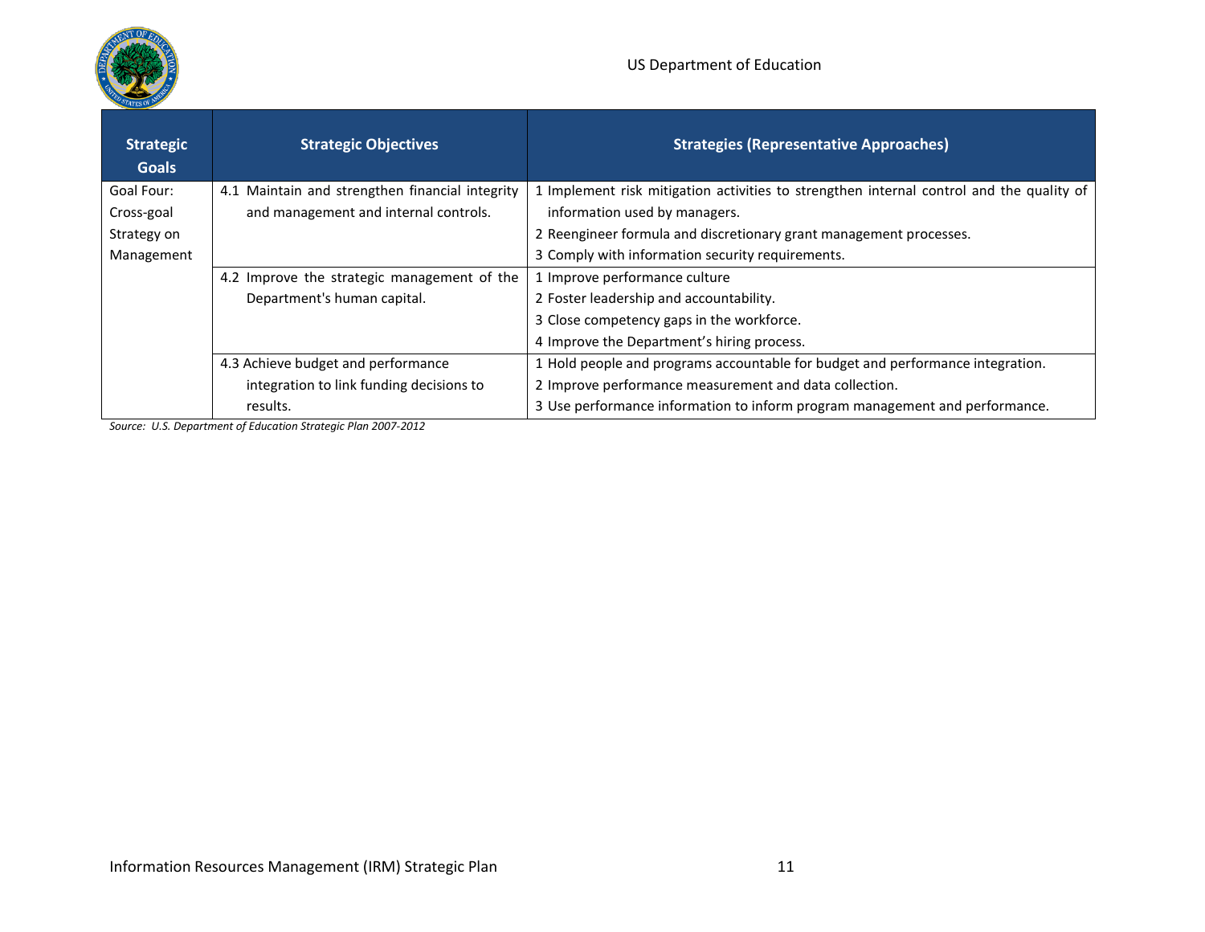| Strategic Goals | Strategic Objectives | Strategies (Representative Approaches) |
|---|---|---|
| Goal Four: Cross-goal Strategy on Management | 4.1 Maintain and strengthen financial integrity and management and internal controls. | 1 Implement risk mitigation activities to strengthen internal control and the quality of information used by managers.<br>2 Reengineer formula and discretionary grant management processes.<br>3 Comply with information security requirements. |
| | 4.2 Improve the strategic management of the Department's human capital. | 1 Improve performance culture<br>2 Foster leadership and accountability.<br>3 Close competency gaps in the workforce.<br>4 Improve the Department's hiring process. |
| | 4.3 Achieve budget and performance integration to link funding decisions to results. | 1 Hold people and programs accountable for budget and performance integration.<br>2 Improve performance measurement and data collection.<br>3 Use performance information to inform program management and performance. |

*Source: U.S. Department of Education Strategic Plan 2007-2012*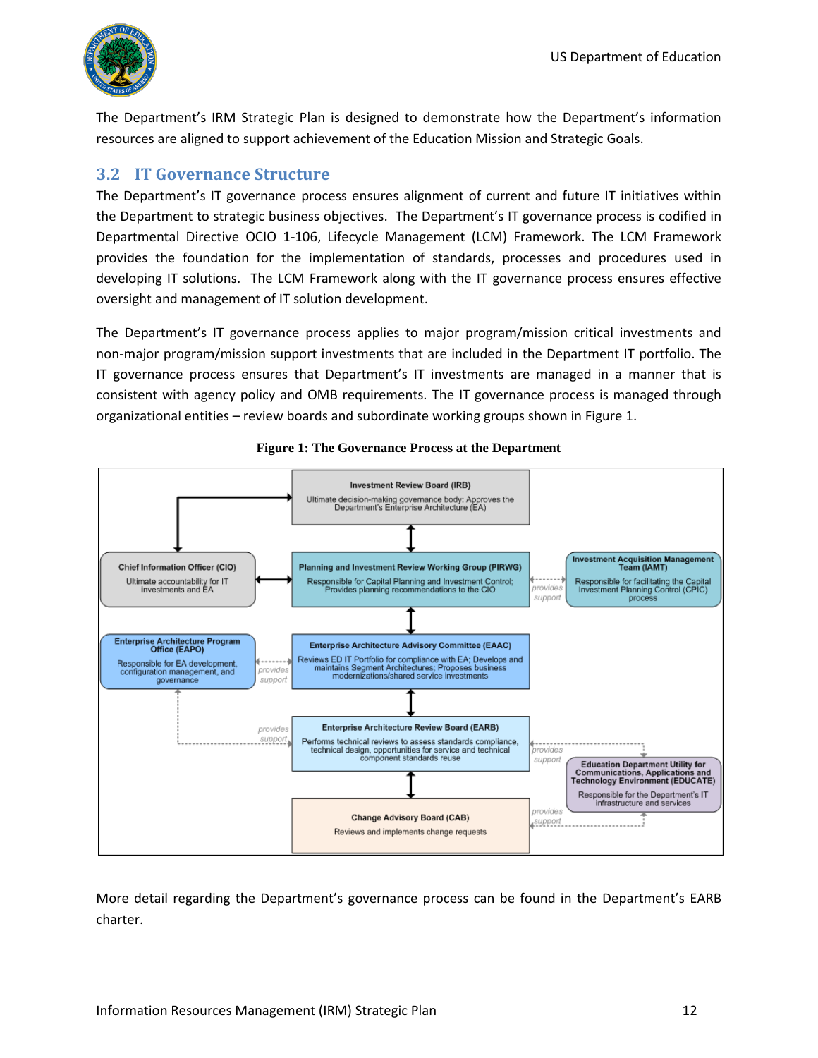The Department's IRM Strategic Plan is designed to demonstrate how the Department's information resources are aligned to support achievement of the Education Mission and Strategic Goals.

## 3.2 IT Governance Structure

The Department's IT governance process ensures alignment of current and future IT initiatives within the Department to strategic business objectives. The Department's IT governance process is codified in Departmental Directive OCIO 1-106, Lifecycle Management (LCM) Framework. The LCM Framework provides the foundation for the implementation of standards, processes and procedures used in developing IT solutions. The LCM Framework along with the IT governance process ensures effective oversight and management of IT solution development.

The Department's IT governance process applies to major program/mission critical investments and non-major program/mission support investments that are included in the Department IT portfolio. The IT governance process ensures that Department's IT investments are managed in a manner that is consistent with agency policy and OMB requirements. The IT governance process is managed through organizational entities – review boards and subordinate working groups shown in Figure 1.

**Figure 1: The Governance Process at the Department**

**Investment Review Board (IRB)**
Ultimate decision-making governance body: Approves the Department's Enterprise Architecture (EA)

**Chief Information Officer (CIO)**
Ultimate accountability for IT investments and EA

**Planning and Investment Review Working Group (PIRWG)**
Responsible for Capital Planning and Investment Control; Provides planning recommendations to the CIO

**Investment Acquisition Management Team (IAMT)**
Responsible for facilitating the Capital Investment Planning Control (CPIC) process

**Enterprise Architecture Program Office (EAPO)**
Responsible for EA development, configuration management, and governance

**Enterprise Architecture Advisory Committee (EAAC)**
Reviews ED IT Portfolio for compliance with EA; Develops and maintains Segment Architectures; Proposes business modernizations/shared service investments

**Enterprise Architecture Review Board (EARB)**
Performs technical reviews to assess standards compliance, technical design, opportunities for service and technical component standards reuse

**Education Department Utility for Communications, Applications and Technology Environment (EDUCATE)**
Responsible for the Department's IT infrastructure and services

**Change Advisory Board (CAB)**
Reviews and implements change requests

*provides support*

More detail regarding the Department's governance process can be found in the Department's EARB charter.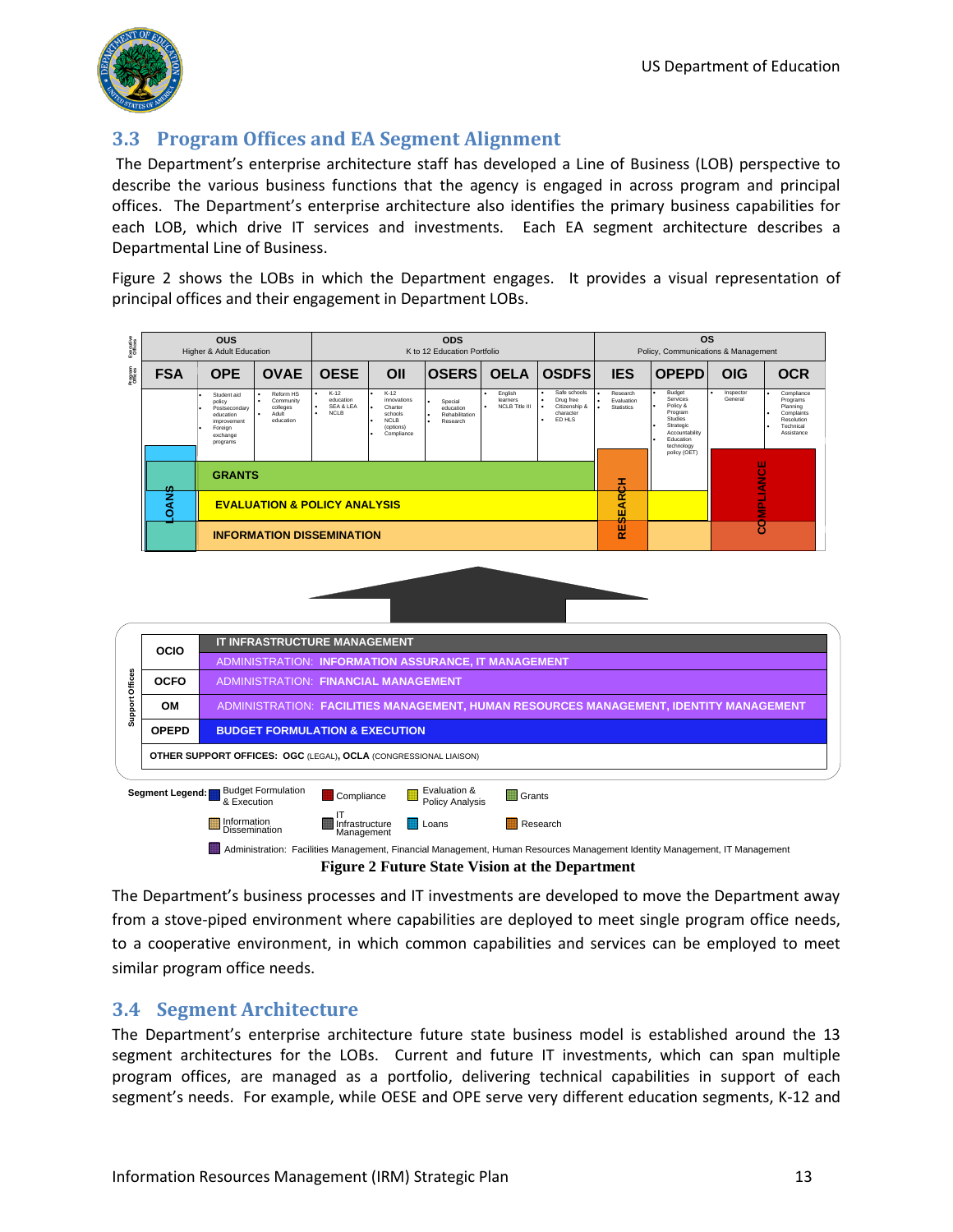## 3.3 Program Offices and EA Segment Alignment

The Department's enterprise architecture staff has developed a Line of Business (LOB) perspective to describe the various business functions that the agency is engaged in across program and principal offices. The Department's enterprise architecture also identifies the primary business capabilities for each LOB, which drive IT services and investments. Each EA segment architecture describes a Departmental Line of Business.

Figure 2 shows the LOBs in which the Department engages. It provides a visual representation of principal offices and their engagement in Department LOBs.

| Executive Offices | OUS Higher & Adult Education | | | ODS K to 12 Education Portfolio | | | | | OS Policy, Communications & Management | | | |
|---|---|---|---|---|---|---|---|---|---|---|---|---|
| Program offices | FSA | OPE | OVAE | OESE | OII | OSERS | OELA | OSDFS | IES | OPEPD | OIG | OCR |
| | | • Student aid policy • Postsecondary education improvement • Foreign exchange programs | • Reform HS • Community colleges • Adult education | • K-12 education • SEA & LEA • NCLB | • K-12 innovations • Charter schools • NCLB (options) • Compliance | • Special education • Rehabilitation • Research | • English learners • NCLB Title III | • Safe schools • Drug free • Citizenship & character • ED HLS | • Research • Evaluation • Statistics | • Budget Services • Policy & Program Studies • Strategic Accountability • Education technology policy (OET) | • Inspector General | • Compliance Programs Planning • Complaints Resolution • Technical Assistance |

Segments across program offices: LOANS (FSA); GRANTS (OPE through OSDFS); EVALUATION & POLICY ANALYSIS (OPE through OSDFS, OPEPD); INFORMATION DISSEMINATION (OPE through OSDFS, OPEPD); RESEARCH (IES); COMPLIANCE (OIG, OCR).

**Support Offices**

| Office | Segment |
|---|---|
| OCIO | IT INFRASTRUCTURE MANAGEMENT |
| | ADMINISTRATION: INFORMATION ASSURANCE, IT MANAGEMENT |
| OCFO | ADMINISTRATION: FINANCIAL MANAGEMENT |
| OM | ADMINISTRATION: FACILITIES MANAGEMENT, HUMAN RESOURCES MANAGEMENT, IDENTITY MANAGEMENT |
| OPEPD | BUDGET FORMULATION & EXECUTION |

**OTHER SUPPORT OFFICES: OGC** (LEGAL), **OCLA** (CONGRESSIONAL LIAISON)

**Segment Legend:** Budget Formulation & Execution; Compliance; Evaluation & Policy Analysis; Grants; Information Dissemination; IT Infrastructure Management; Loans; Research; Administration: Facilities Management, Financial Management, Human Resources Management Identity Management, IT Management

**Figure 2 Future State Vision at the Department**

The Department's business processes and IT investments are developed to move the Department away from a stove-piped environment where capabilities are deployed to meet single program office needs, to a cooperative environment, in which common capabilities and services can be employed to meet similar program office needs.

## 3.4 Segment Architecture

The Department's enterprise architecture future state business model is established around the 13 segment architectures for the LOBs. Current and future IT investments, which can span multiple program offices, are managed as a portfolio, delivering technical capabilities in support of each segment's needs. For example, while OESE and OPE serve very different education segments, K-12 and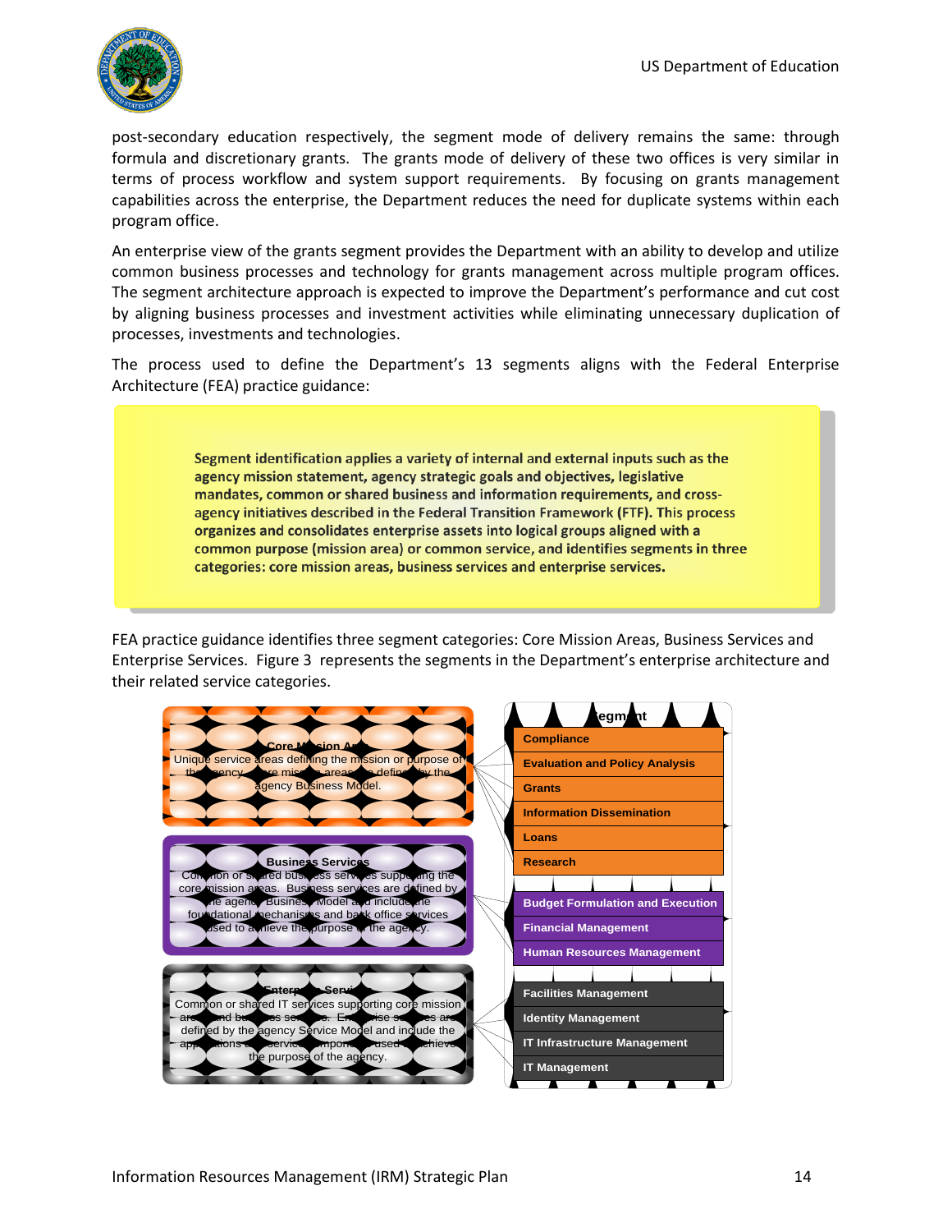post-secondary education respectively, the segment mode of delivery remains the same: through formula and discretionary grants. The grants mode of delivery of these two offices is very similar in terms of process workflow and system support requirements. By focusing on grants management capabilities across the enterprise, the Department reduces the need for duplicate systems within each program office.

An enterprise view of the grants segment provides the Department with an ability to develop and utilize common business processes and technology for grants management across multiple program offices. The segment architecture approach is expected to improve the Department's performance and cut cost by aligning business processes and investment activities while eliminating unnecessary duplication of processes, investments and technologies.

The process used to define the Department's 13 segments aligns with the Federal Enterprise Architecture (FEA) practice guidance:

> **Segment identification applies a variety of internal and external inputs such as the agency mission statement, agency strategic goals and objectives, legislative mandates, common or shared business and information requirements, and cross-agency initiatives described in the Federal Transition Framework (FTF). This process organizes and consolidates enterprise assets into logical groups aligned with a common purpose (mission area) or common service, and identifies segments in three categories: core mission areas, business services and enterprise services.**

FEA practice guidance identifies three segment categories: Core Mission Areas, Business Services and Enterprise Services. Figure 3 represents the segments in the Department's enterprise architecture and their related service categories.

**Core Mission Areas**
Unique service areas defining the mission or purpose of the agency. Core mission areas are defined by the agency Business Model.

**Business Services**
Common or shared business services supporting the core mission areas. Business services are defined by the agency Business Model and include the foundational mechanisms and back office services used to achieve the purpose of the agency.

**Enterprise Services**
Common or shared IT services supporting core mission areas and business services. Enterprise services are defined by the agency Service Model and include the applications and service components used to achieve the purpose of the agency.

**Segment**

- Compliance
- Evaluation and Policy Analysis
- Grants
- Information Dissemination
- Loans
- Research
- Budget Formulation and Execution
- Financial Management
- Human Resources Management
- Facilities Management
- Identity Management
- IT Infrastructure Management
- IT Management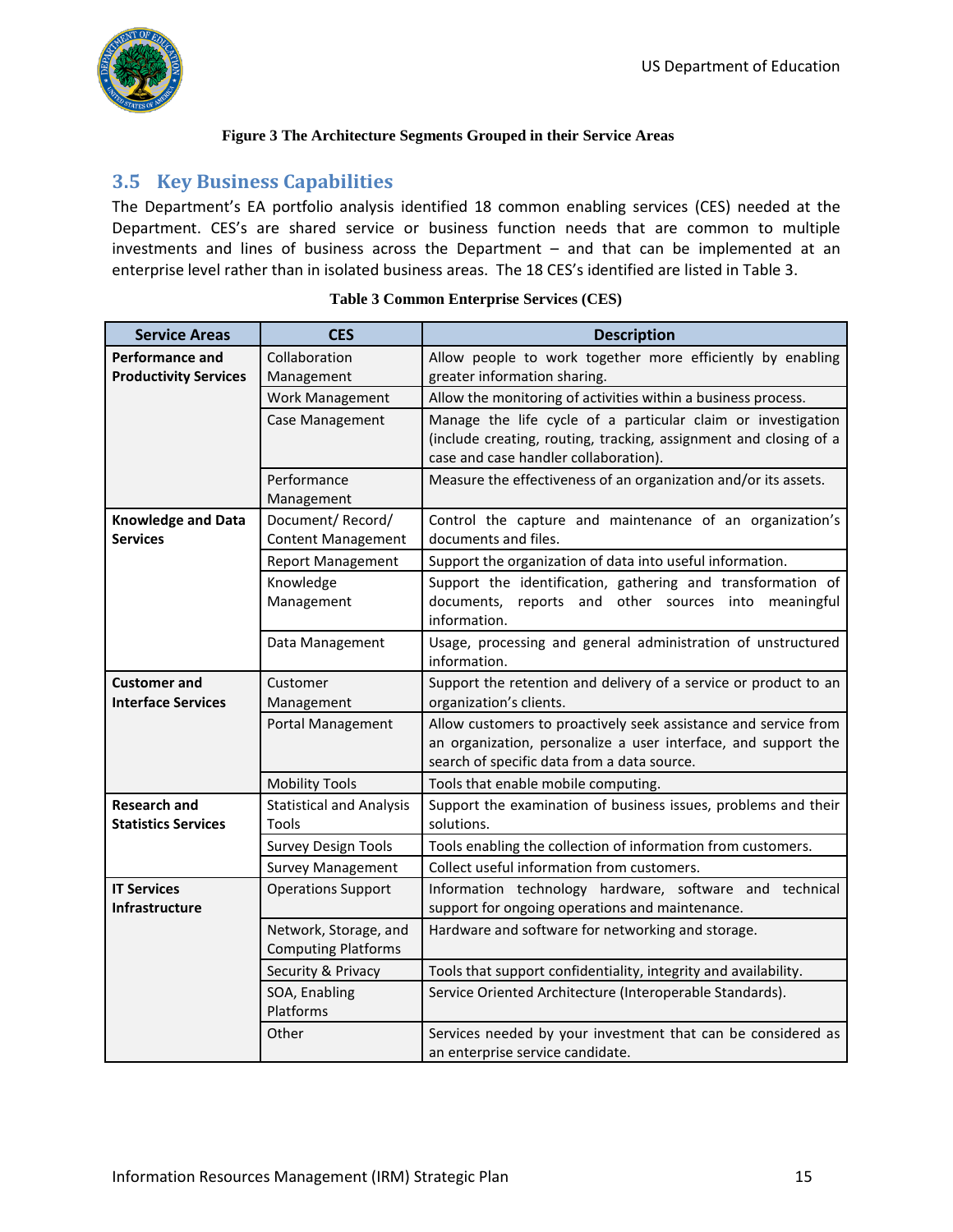**Figure 3 The Architecture Segments Grouped in their Service Areas**

## 3.5 Key Business Capabilities

The Department's EA portfolio analysis identified 18 common enabling services (CES) needed at the Department. CES's are shared service or business function needs that are common to multiple investments and lines of business across the Department – and that can be implemented at an enterprise level rather than in isolated business areas. The 18 CES's identified are listed in Table 3.

**Table 3 Common Enterprise Services (CES)**

| Service Areas | CES | Description |
|---|---|---|
| **Performance and Productivity Services** | Collaboration Management | Allow people to work together more efficiently by enabling greater information sharing. |
| | Work Management | Allow the monitoring of activities within a business process. |
| | Case Management | Manage the life cycle of a particular claim or investigation (include creating, routing, tracking, assignment and closing of a case and case handler collaboration). |
| | Performance Management | Measure the effectiveness of an organization and/or its assets. |
| **Knowledge and Data Services** | Document/ Record/ Content Management | Control the capture and maintenance of an organization's documents and files. |
| | Report Management | Support the organization of data into useful information. |
| | Knowledge Management | Support the identification, gathering and transformation of documents, reports and other sources into meaningful information. |
| | Data Management | Usage, processing and general administration of unstructured information. |
| **Customer and Interface Services** | Customer Management | Support the retention and delivery of a service or product to an organization's clients. |
| | Portal Management | Allow customers to proactively seek assistance and service from an organization, personalize a user interface, and support the search of specific data from a data source. |
| | Mobility Tools | Tools that enable mobile computing. |
| **Research and Statistics Services** | Statistical and Analysis Tools | Support the examination of business issues, problems and their solutions. |
| | Survey Design Tools | Tools enabling the collection of information from customers. |
| | Survey Management | Collect useful information from customers. |
| **IT Services Infrastructure** | Operations Support | Information technology hardware, software and technical support for ongoing operations and maintenance. |
| | Network, Storage, and Computing Platforms | Hardware and software for networking and storage. |
| | Security & Privacy | Tools that support confidentiality, integrity and availability. |
| | SOA, Enabling Platforms | Service Oriented Architecture (Interoperable Standards). |
| | Other | Services needed by your investment that can be considered as an enterprise service candidate. |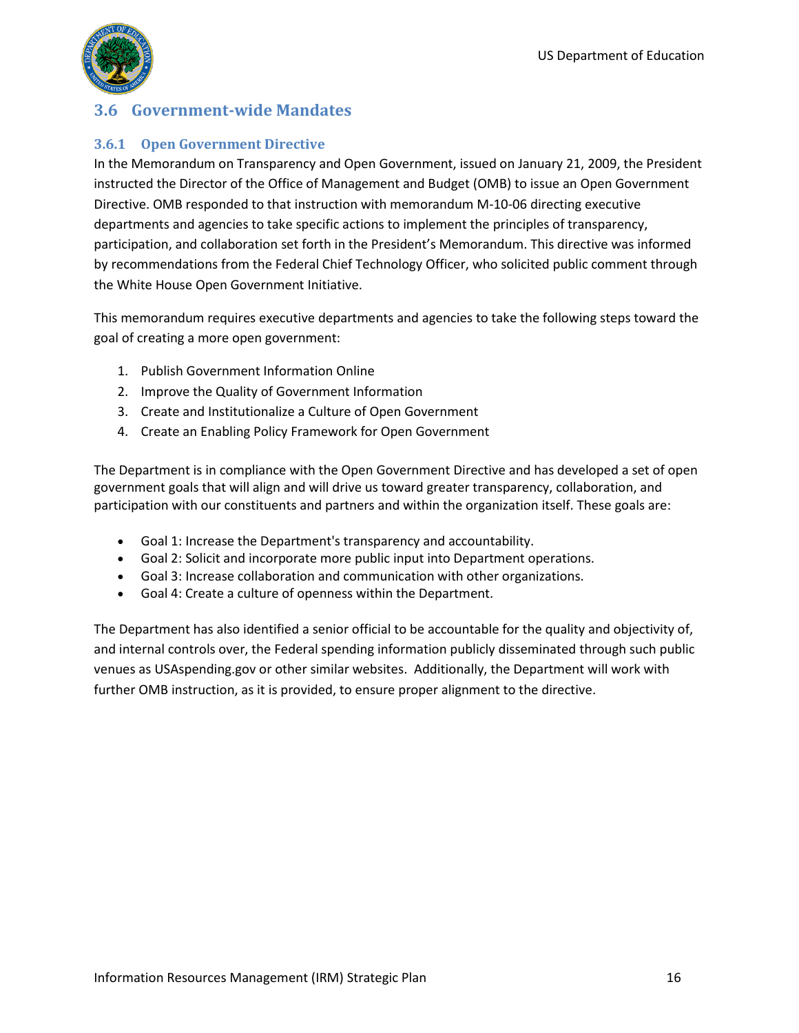## 3.6 Government-wide Mandates

### 3.6.1 Open Government Directive

In the Memorandum on Transparency and Open Government, issued on January 21, 2009, the President instructed the Director of the Office of Management and Budget (OMB) to issue an Open Government Directive. OMB responded to that instruction with memorandum M-10-06 directing executive departments and agencies to take specific actions to implement the principles of transparency, participation, and collaboration set forth in the President's Memorandum. This directive was informed by recommendations from the Federal Chief Technology Officer, who solicited public comment through the White House Open Government Initiative.

This memorandum requires executive departments and agencies to take the following steps toward the goal of creating a more open government:

1. Publish Government Information Online
2. Improve the Quality of Government Information
3. Create and Institutionalize a Culture of Open Government
4. Create an Enabling Policy Framework for Open Government

The Department is in compliance with the Open Government Directive and has developed a set of open government goals that will align and will drive us toward greater transparency, collaboration, and participation with our constituents and partners and within the organization itself. These goals are:

- Goal 1: Increase the Department's transparency and accountability.
- Goal 2: Solicit and incorporate more public input into Department operations.
- Goal 3: Increase collaboration and communication with other organizations.
- Goal 4: Create a culture of openness within the Department.

The Department has also identified a senior official to be accountable for the quality and objectivity of, and internal controls over, the Federal spending information publicly disseminated through such public venues as USAspending.gov or other similar websites. Additionally, the Department will work with further OMB instruction, as it is provided, to ensure proper alignment to the directive.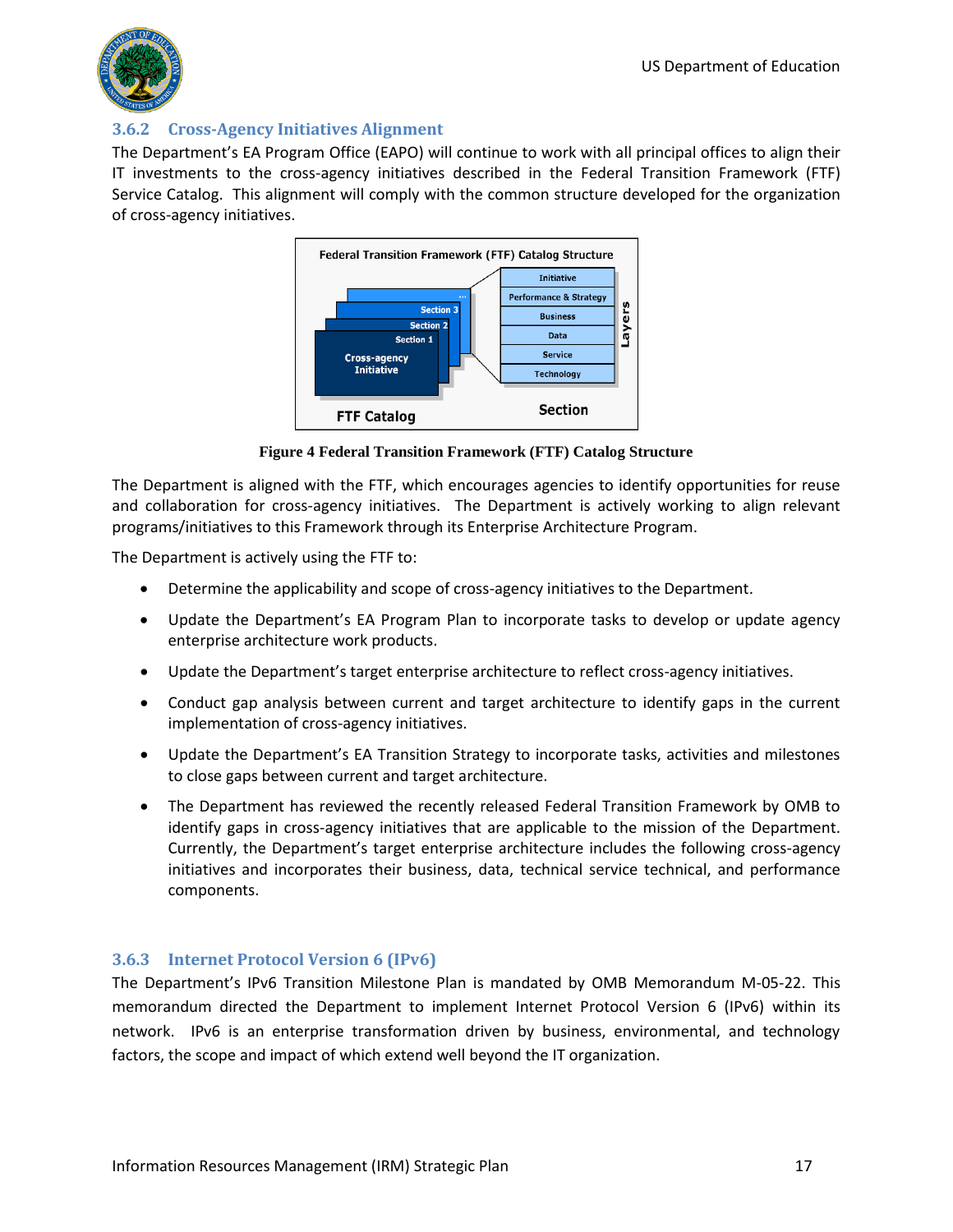### 3.6.2 Cross-Agency Initiatives Alignment

The Department's EA Program Office (EAPO) will continue to work with all principal offices to align their IT investments to the cross-agency initiatives described in the Federal Transition Framework (FTF) Service Catalog. This alignment will comply with the common structure developed for the organization of cross-agency initiatives.

**Figure 4 Federal Transition Framework (FTF) Catalog Structure**

The Department is aligned with the FTF, which encourages agencies to identify opportunities for reuse and collaboration for cross-agency initiatives. The Department is actively working to align relevant programs/initiatives to this Framework through its Enterprise Architecture Program.

The Department is actively using the FTF to:

- Determine the applicability and scope of cross-agency initiatives to the Department.
- Update the Department's EA Program Plan to incorporate tasks to develop or update agency enterprise architecture work products.
- Update the Department's target enterprise architecture to reflect cross-agency initiatives.
- Conduct gap analysis between current and target architecture to identify gaps in the current implementation of cross-agency initiatives.
- Update the Department's EA Transition Strategy to incorporate tasks, activities and milestones to close gaps between current and target architecture.
- The Department has reviewed the recently released Federal Transition Framework by OMB to identify gaps in cross-agency initiatives that are applicable to the mission of the Department. Currently, the Department's target enterprise architecture includes the following cross-agency initiatives and incorporates their business, data, technical service technical, and performance components.

### 3.6.3 Internet Protocol Version 6 (IPv6)

The Department's IPv6 Transition Milestone Plan is mandated by OMB Memorandum M-05-22. This memorandum directed the Department to implement Internet Protocol Version 6 (IPv6) within its network. IPv6 is an enterprise transformation driven by business, environmental, and technology factors, the scope and impact of which extend well beyond the IT organization.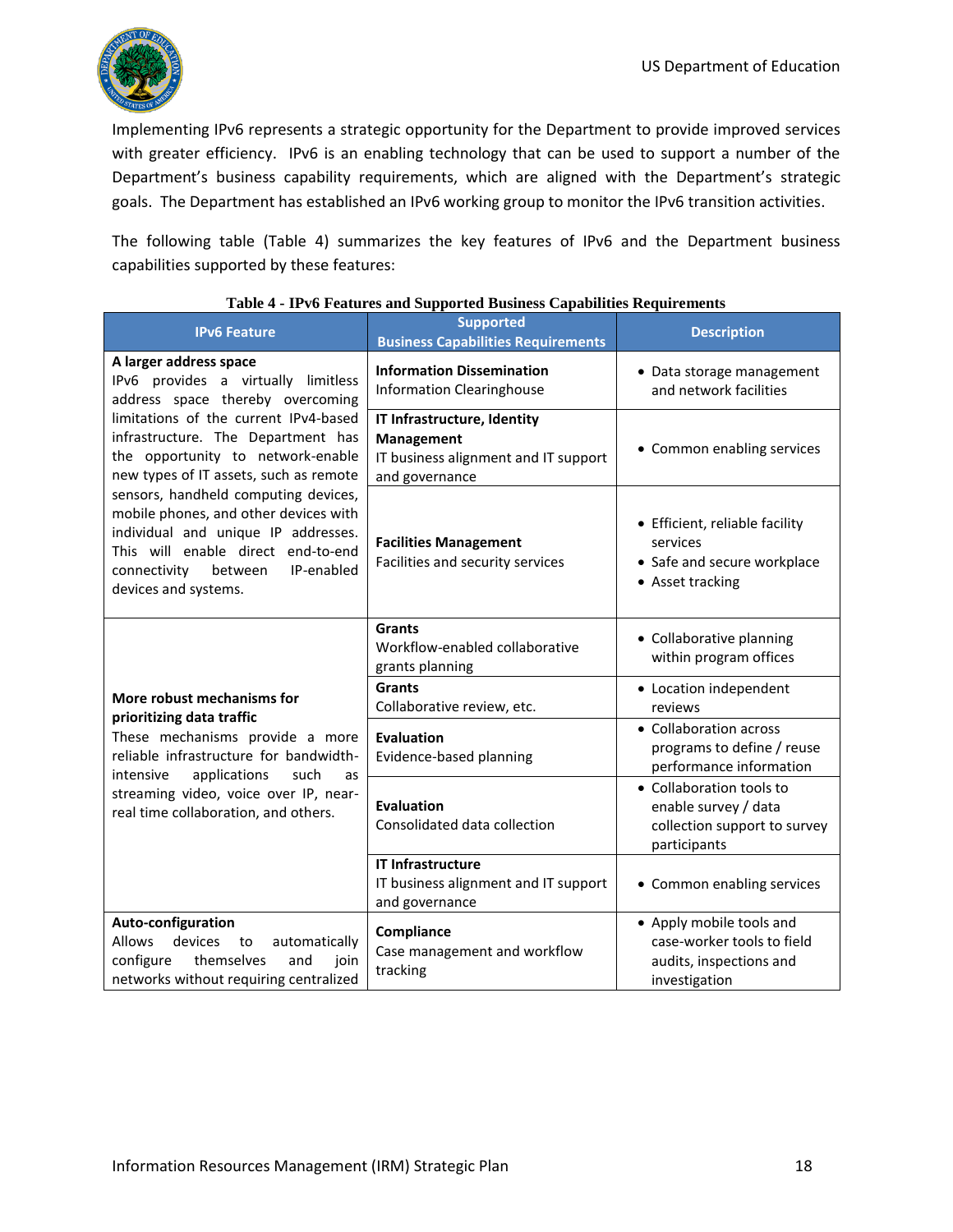Implementing IPv6 represents a strategic opportunity for the Department to provide improved services with greater efficiency. IPv6 is an enabling technology that can be used to support a number of the Department's business capability requirements, which are aligned with the Department's strategic goals. The Department has established an IPv6 working group to monitor the IPv6 transition activities.

The following table (Table 4) summarizes the key features of IPv6 and the Department business capabilities supported by these features:

**Table 4 - IPv6 Features and Supported Business Capabilities Requirements**

| IPv6 Feature | Supported Business Capabilities Requirements | Description |
|---|---|---|
| **A larger address space** IPv6 provides a virtually limitless address space thereby overcoming limitations of the current IPv4-based infrastructure. The Department has the opportunity to network-enable new types of IT assets, such as remote sensors, handheld computing devices, mobile phones, and other devices with individual and unique IP addresses. This will enable direct end-to-end connectivity between IP-enabled devices and systems. | **Information Dissemination** Information Clearinghouse | • Data storage management and network facilities |
| | **IT Infrastructure, Identity Management** IT business alignment and IT support and governance | • Common enabling services |
| | **Facilities Management** Facilities and security services | • Efficient, reliable facility services<br>• Safe and secure workplace<br>• Asset tracking |
| **More robust mechanisms for prioritizing data traffic** These mechanisms provide a more reliable infrastructure for bandwidth-intensive applications such as streaming video, voice over IP, near-real time collaboration, and others. | **Grants** Workflow-enabled collaborative grants planning | • Collaborative planning within program offices |
| | **Grants** Collaborative review, etc. | • Location independent reviews |
| | **Evaluation** Evidence-based planning | • Collaboration across programs to define / reuse performance information |
| | **Evaluation** Consolidated data collection | • Collaboration tools to enable survey / data collection support to survey participants |
| | **IT Infrastructure** IT business alignment and IT support and governance | • Common enabling services |
| **Auto-configuration** Allows devices to automatically configure themselves and join networks without requiring centralized | **Compliance** Case management and workflow tracking | • Apply mobile tools and case-worker tools to field audits, inspections and investigation |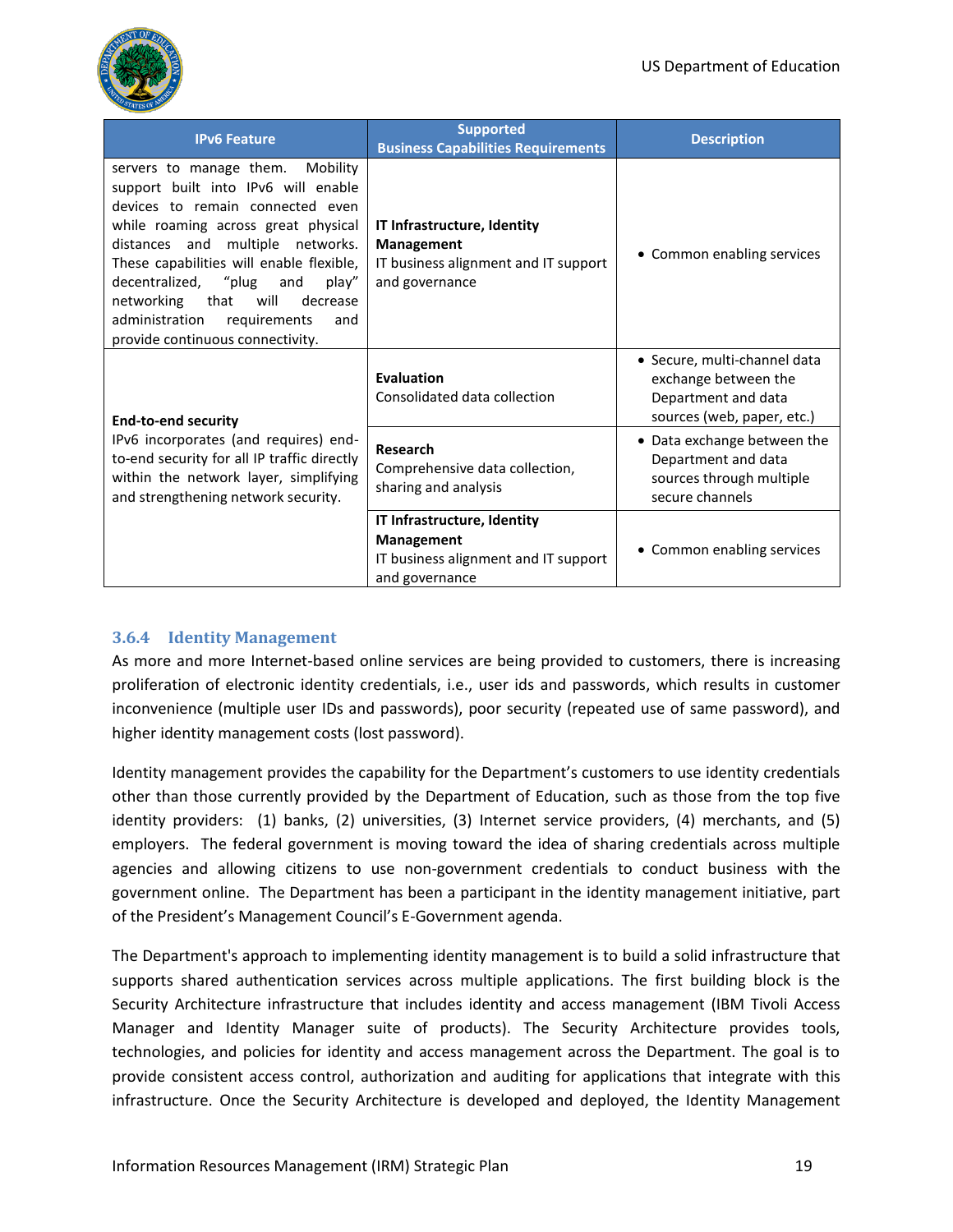| IPv6 Feature | Supported Business Capabilities Requirements | Description |
| --- | --- | --- |
| servers to manage them. Mobility support built into IPv6 will enable devices to remain connected even while roaming across great physical distances and multiple networks. These capabilities will enable flexible, decentralized, "plug and play" networking that will decrease administration requirements and provide continuous connectivity. | **IT Infrastructure, Identity Management** IT business alignment and IT support and governance | • Common enabling services |
| **End-to-end security** IPv6 incorporates (and requires) end-to-end security for all IP traffic directly within the network layer, simplifying and strengthening network security. | **Evaluation** Consolidated data collection | • Secure, multi-channel data exchange between the Department and data sources (web, paper, etc.) |
| | **Research** Comprehensive data collection, sharing and analysis | • Data exchange between the Department and data sources through multiple secure channels |
| | **IT Infrastructure, Identity Management** IT business alignment and IT support and governance | • Common enabling services |

### 3.6.4 Identity Management

As more and more Internet-based online services are being provided to customers, there is increasing proliferation of electronic identity credentials, i.e., user ids and passwords, which results in customer inconvenience (multiple user IDs and passwords), poor security (repeated use of same password), and higher identity management costs (lost password).

Identity management provides the capability for the Department's customers to use identity credentials other than those currently provided by the Department of Education, such as those from the top five identity providers: (1) banks, (2) universities, (3) Internet service providers, (4) merchants, and (5) employers. The federal government is moving toward the idea of sharing credentials across multiple agencies and allowing citizens to use non-government credentials to conduct business with the government online. The Department has been a participant in the identity management initiative, part of the President's Management Council's E-Government agenda.

The Department's approach to implementing identity management is to build a solid infrastructure that supports shared authentication services across multiple applications. The first building block is the Security Architecture infrastructure that includes identity and access management (IBM Tivoli Access Manager and Identity Manager suite of products). The Security Architecture provides tools, technologies, and policies for identity and access management across the Department. The goal is to provide consistent access control, authorization and auditing for applications that integrate with this infrastructure. Once the Security Architecture is developed and deployed, the Identity Management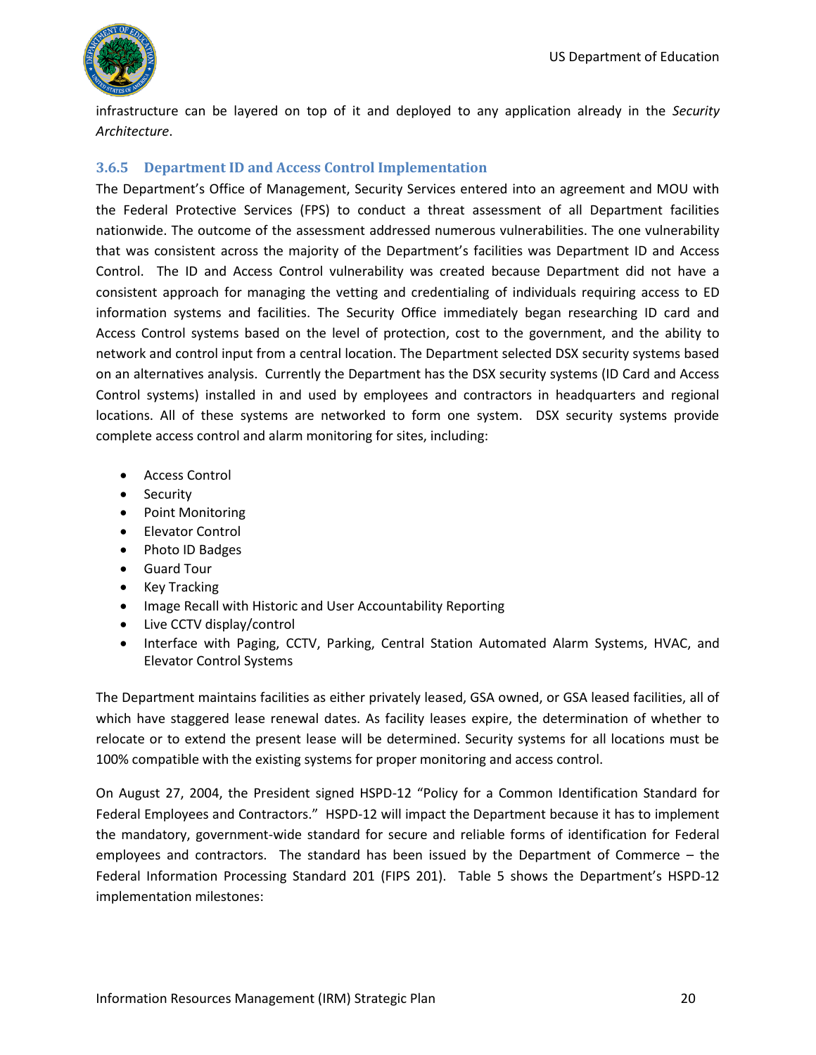infrastructure can be layered on top of it and deployed to any application already in the *Security Architecture*.

### 3.6.5 Department ID and Access Control Implementation

The Department's Office of Management, Security Services entered into an agreement and MOU with the Federal Protective Services (FPS) to conduct a threat assessment of all Department facilities nationwide. The outcome of the assessment addressed numerous vulnerabilities. The one vulnerability that was consistent across the majority of the Department's facilities was Department ID and Access Control. The ID and Access Control vulnerability was created because Department did not have a consistent approach for managing the vetting and credentialing of individuals requiring access to ED information systems and facilities. The Security Office immediately began researching ID card and Access Control systems based on the level of protection, cost to the government, and the ability to network and control input from a central location. The Department selected DSX security systems based on an alternatives analysis. Currently the Department has the DSX security systems (ID Card and Access Control systems) installed in and used by employees and contractors in headquarters and regional locations. All of these systems are networked to form one system. DSX security systems provide complete access control and alarm monitoring for sites, including:

- Access Control
- Security
- Point Monitoring
- Elevator Control
- Photo ID Badges
- Guard Tour
- Key Tracking
- Image Recall with Historic and User Accountability Reporting
- Live CCTV display/control
- Interface with Paging, CCTV, Parking, Central Station Automated Alarm Systems, HVAC, and Elevator Control Systems

The Department maintains facilities as either privately leased, GSA owned, or GSA leased facilities, all of which have staggered lease renewal dates. As facility leases expire, the determination of whether to relocate or to extend the present lease will be determined. Security systems for all locations must be 100% compatible with the existing systems for proper monitoring and access control.

On August 27, 2004, the President signed HSPD-12 "Policy for a Common Identification Standard for Federal Employees and Contractors." HSPD-12 will impact the Department because it has to implement the mandatory, government-wide standard for secure and reliable forms of identification for Federal employees and contractors. The standard has been issued by the Department of Commerce – the Federal Information Processing Standard 201 (FIPS 201). Table 5 shows the Department's HSPD-12 implementation milestones: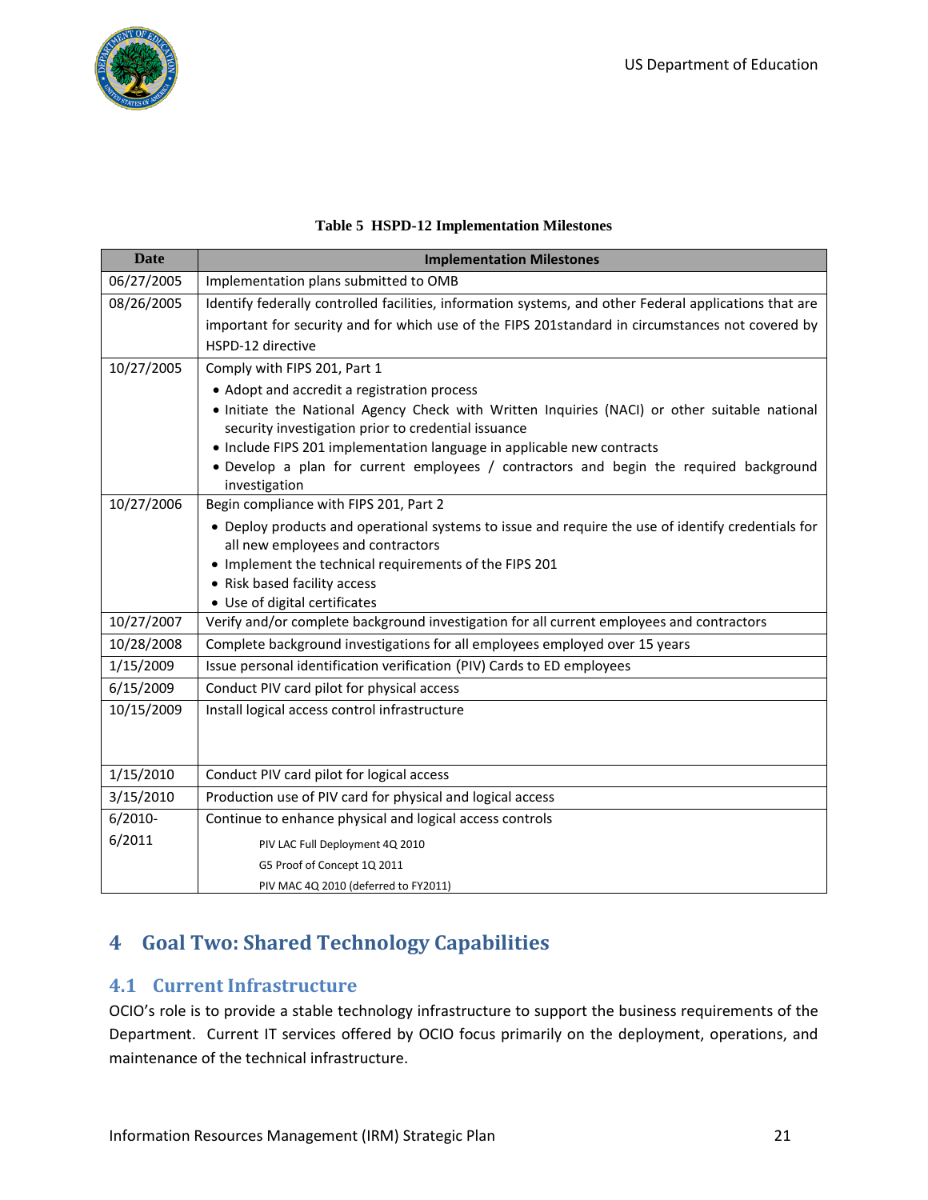**Table 5 HSPD-12 Implementation Milestones**

| Date | Implementation Milestones |
|---|---|
| 06/27/2005 | Implementation plans submitted to OMB |
| 08/26/2005 | Identify federally controlled facilities, information systems, and other Federal applications that are important for security and for which use of the FIPS 201standard in circumstances not covered by HSPD-12 directive |
| 10/27/2005 | Comply with FIPS 201, Part 1<br>• Adopt and accredit a registration process<br>• Initiate the National Agency Check with Written Inquiries (NACI) or other suitable national security investigation prior to credential issuance<br>• Include FIPS 201 implementation language in applicable new contracts<br>• Develop a plan for current employees / contractors and begin the required background investigation |
| 10/27/2006 | Begin compliance with FIPS 201, Part 2<br>• Deploy products and operational systems to issue and require the use of identify credentials for all new employees and contractors<br>• Implement the technical requirements of the FIPS 201<br>• Risk based facility access<br>• Use of digital certificates |
| 10/27/2007 | Verify and/or complete background investigation for all current employees and contractors |
| 10/28/2008 | Complete background investigations for all employees employed over 15 years |
| 1/15/2009 | Issue personal identification verification (PIV) Cards to ED employees |
| 6/15/2009 | Conduct PIV card pilot for physical access |
| 10/15/2009 | Install logical access control infrastructure |
| 1/15/2010 | Conduct PIV card pilot for logical access |
| 3/15/2010 | Production use of PIV card for physical and logical access |
| 6/2010-6/2011 | Continue to enhance physical and logical access controls<br>PIV LAC Full Deployment 4Q 2010<br>G5 Proof of Concept 1Q 2011<br>PIV MAC 4Q 2010 (deferred to FY2011) |

# 4 Goal Two: Shared Technology Capabilities

## 4.1 Current Infrastructure

OCIO's role is to provide a stable technology infrastructure to support the business requirements of the Department. Current IT services offered by OCIO focus primarily on the deployment, operations, and maintenance of the technical infrastructure.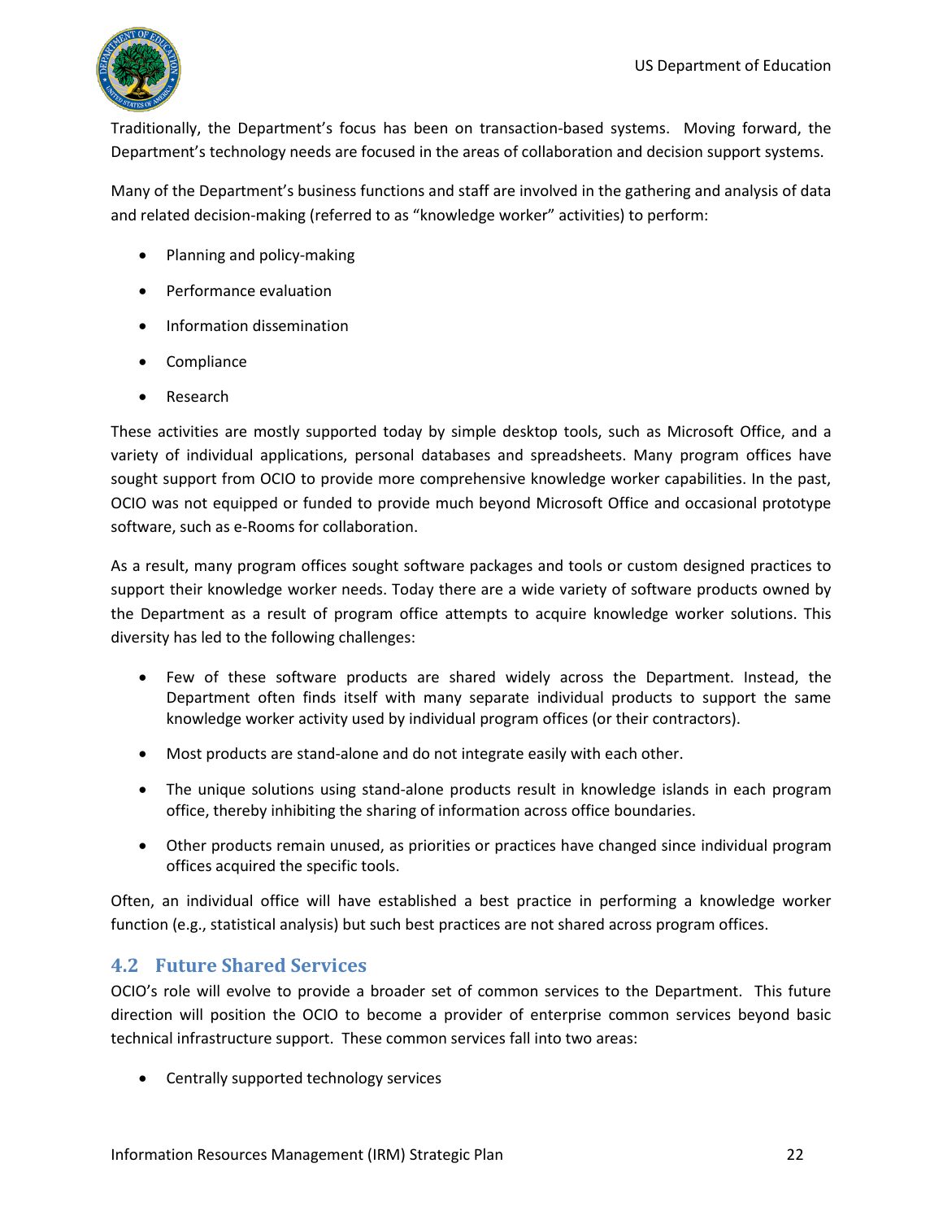Traditionally, the Department's focus has been on transaction-based systems. Moving forward, the Department's technology needs are focused in the areas of collaboration and decision support systems.

Many of the Department's business functions and staff are involved in the gathering and analysis of data and related decision-making (referred to as "knowledge worker" activities) to perform:

- Planning and policy-making
- Performance evaluation
- Information dissemination
- Compliance
- Research

These activities are mostly supported today by simple desktop tools, such as Microsoft Office, and a variety of individual applications, personal databases and spreadsheets. Many program offices have sought support from OCIO to provide more comprehensive knowledge worker capabilities. In the past, OCIO was not equipped or funded to provide much beyond Microsoft Office and occasional prototype software, such as e-Rooms for collaboration.

As a result, many program offices sought software packages and tools or custom designed practices to support their knowledge worker needs. Today there are a wide variety of software products owned by the Department as a result of program office attempts to acquire knowledge worker solutions. This diversity has led to the following challenges:

- Few of these software products are shared widely across the Department. Instead, the Department often finds itself with many separate individual products to support the same knowledge worker activity used by individual program offices (or their contractors).
- Most products are stand-alone and do not integrate easily with each other.
- The unique solutions using stand-alone products result in knowledge islands in each program office, thereby inhibiting the sharing of information across office boundaries.
- Other products remain unused, as priorities or practices have changed since individual program offices acquired the specific tools.

Often, an individual office will have established a best practice in performing a knowledge worker function (e.g., statistical analysis) but such best practices are not shared across program offices.

## 4.2 Future Shared Services

OCIO's role will evolve to provide a broader set of common services to the Department. This future direction will position the OCIO to become a provider of enterprise common services beyond basic technical infrastructure support. These common services fall into two areas:

- Centrally supported technology services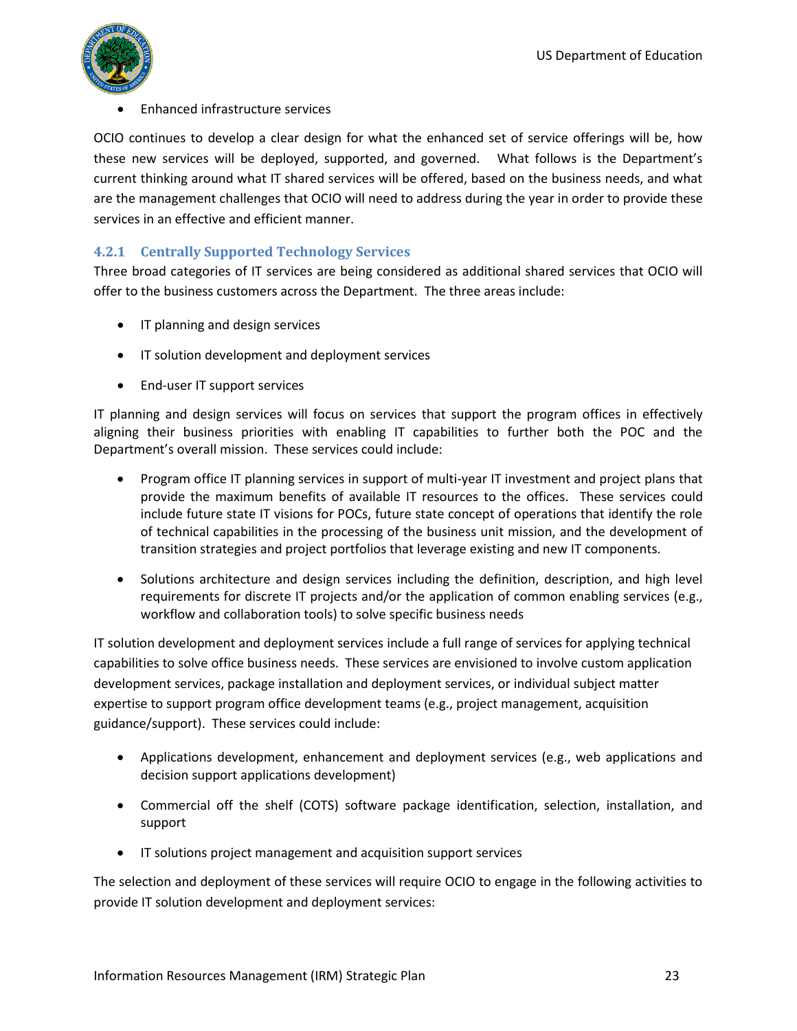- Enhanced infrastructure services

OCIO continues to develop a clear design for what the enhanced set of service offerings will be, how these new services will be deployed, supported, and governed. What follows is the Department's current thinking around what IT shared services will be offered, based on the business needs, and what are the management challenges that OCIO will need to address during the year in order to provide these services in an effective and efficient manner.

### 4.2.1 Centrally Supported Technology Services

Three broad categories of IT services are being considered as additional shared services that OCIO will offer to the business customers across the Department. The three areas include:

- IT planning and design services
- IT solution development and deployment services
- End-user IT support services

IT planning and design services will focus on services that support the program offices in effectively aligning their business priorities with enabling IT capabilities to further both the POC and the Department's overall mission. These services could include:

- Program office IT planning services in support of multi-year IT investment and project plans that provide the maximum benefits of available IT resources to the offices. These services could include future state IT visions for POCs, future state concept of operations that identify the role of technical capabilities in the processing of the business unit mission, and the development of transition strategies and project portfolios that leverage existing and new IT components.
- Solutions architecture and design services including the definition, description, and high level requirements for discrete IT projects and/or the application of common enabling services (e.g., workflow and collaboration tools) to solve specific business needs

IT solution development and deployment services include a full range of services for applying technical capabilities to solve office business needs. These services are envisioned to involve custom application development services, package installation and deployment services, or individual subject matter expertise to support program office development teams (e.g., project management, acquisition guidance/support). These services could include:

- Applications development, enhancement and deployment services (e.g., web applications and decision support applications development)
- Commercial off the shelf (COTS) software package identification, selection, installation, and support
- IT solutions project management and acquisition support services

The selection and deployment of these services will require OCIO to engage in the following activities to provide IT solution development and deployment services: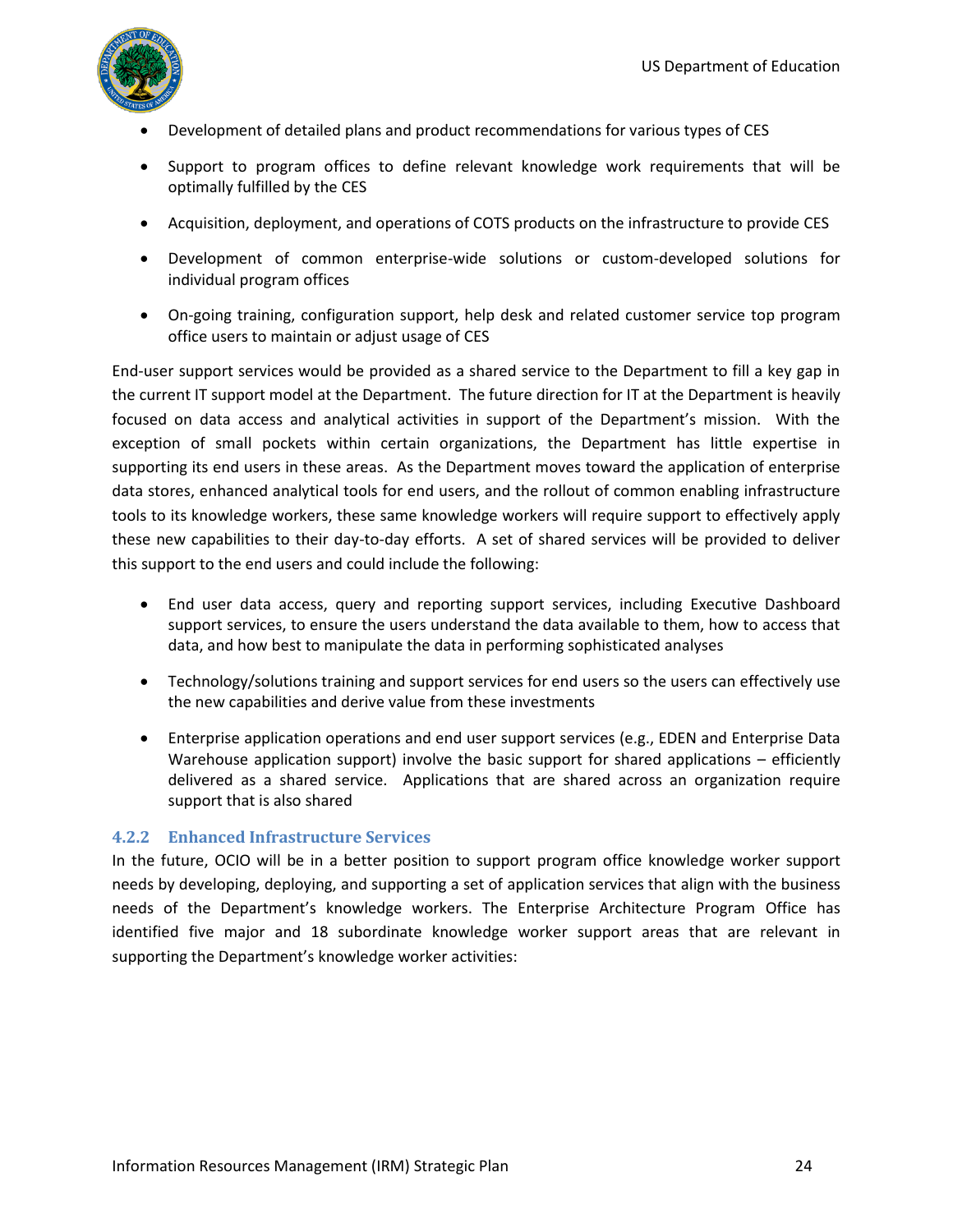- Development of detailed plans and product recommendations for various types of CES
- Support to program offices to define relevant knowledge work requirements that will be optimally fulfilled by the CES
- Acquisition, deployment, and operations of COTS products on the infrastructure to provide CES
- Development of common enterprise-wide solutions or custom-developed solutions for individual program offices
- On-going training, configuration support, help desk and related customer service top program office users to maintain or adjust usage of CES

End-user support services would be provided as a shared service to the Department to fill a key gap in the current IT support model at the Department. The future direction for IT at the Department is heavily focused on data access and analytical activities in support of the Department's mission. With the exception of small pockets within certain organizations, the Department has little expertise in supporting its end users in these areas. As the Department moves toward the application of enterprise data stores, enhanced analytical tools for end users, and the rollout of common enabling infrastructure tools to its knowledge workers, these same knowledge workers will require support to effectively apply these new capabilities to their day-to-day efforts. A set of shared services will be provided to deliver this support to the end users and could include the following:

- End user data access, query and reporting support services, including Executive Dashboard support services, to ensure the users understand the data available to them, how to access that data, and how best to manipulate the data in performing sophisticated analyses
- Technology/solutions training and support services for end users so the users can effectively use the new capabilities and derive value from these investments
- Enterprise application operations and end user support services (e.g., EDEN and Enterprise Data Warehouse application support) involve the basic support for shared applications – efficiently delivered as a shared service. Applications that are shared across an organization require support that is also shared

### 4.2.2 Enhanced Infrastructure Services

In the future, OCIO will be in a better position to support program office knowledge worker support needs by developing, deploying, and supporting a set of application services that align with the business needs of the Department's knowledge workers. The Enterprise Architecture Program Office has identified five major and 18 subordinate knowledge worker support areas that are relevant in supporting the Department's knowledge worker activities: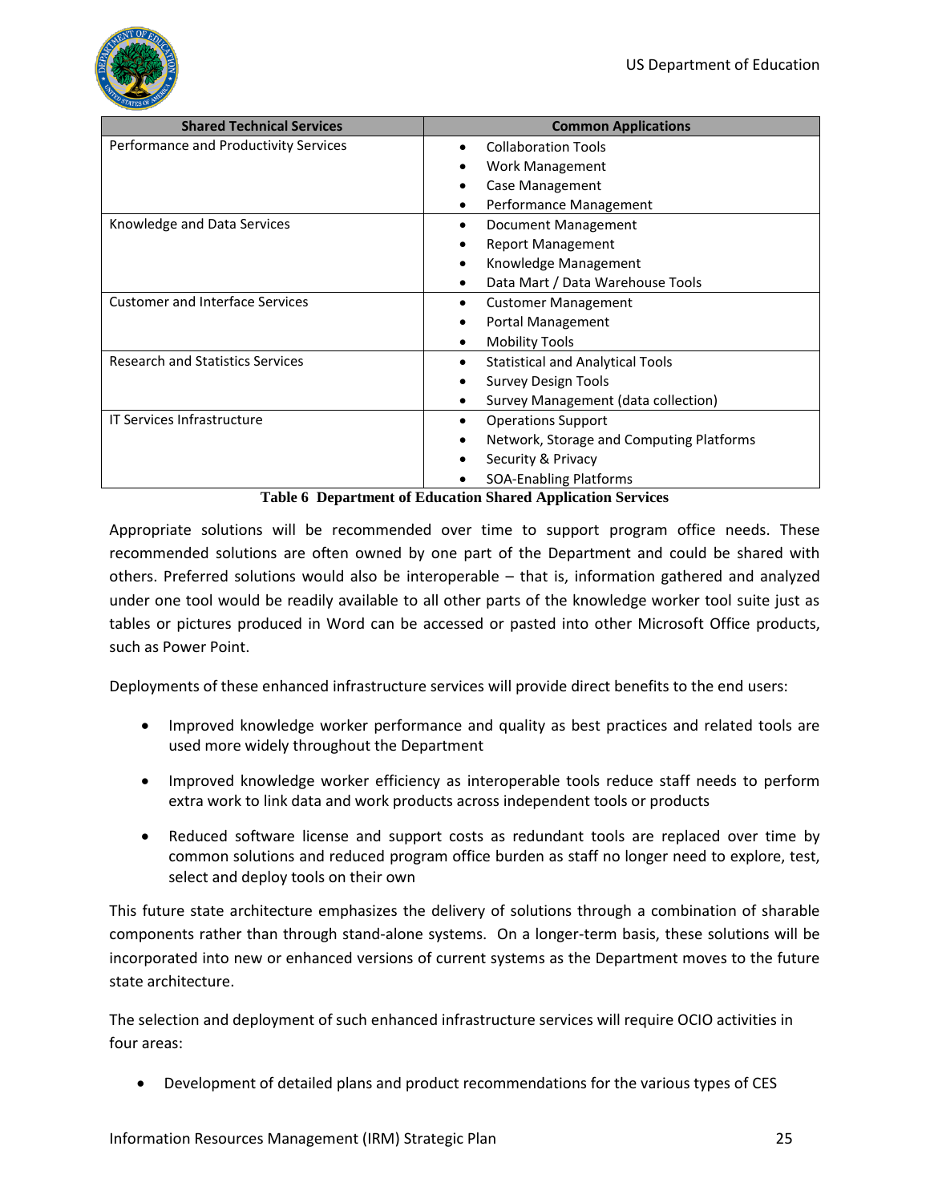| Shared Technical Services | Common Applications |
| --- | --- |
| Performance and Productivity Services | • Collaboration Tools<br>• Work Management<br>• Case Management<br>• Performance Management |
| Knowledge and Data Services | • Document Management<br>• Report Management<br>• Knowledge Management<br>• Data Mart / Data Warehouse Tools |
| Customer and Interface Services | • Customer Management<br>• Portal Management<br>• Mobility Tools |
| Research and Statistics Services | • Statistical and Analytical Tools<br>• Survey Design Tools<br>• Survey Management (data collection) |
| IT Services Infrastructure | • Operations Support<br>• Network, Storage and Computing Platforms<br>• Security & Privacy<br>• SOA-Enabling Platforms |

**Table 6 Department of Education Shared Application Services**

Appropriate solutions will be recommended over time to support program office needs. These recommended solutions are often owned by one part of the Department and could be shared with others. Preferred solutions would also be interoperable – that is, information gathered and analyzed under one tool would be readily available to all other parts of the knowledge worker tool suite just as tables or pictures produced in Word can be accessed or pasted into other Microsoft Office products, such as Power Point.

Deployments of these enhanced infrastructure services will provide direct benefits to the end users:

- Improved knowledge worker performance and quality as best practices and related tools are used more widely throughout the Department
- Improved knowledge worker efficiency as interoperable tools reduce staff needs to perform extra work to link data and work products across independent tools or products
- Reduced software license and support costs as redundant tools are replaced over time by common solutions and reduced program office burden as staff no longer need to explore, test, select and deploy tools on their own

This future state architecture emphasizes the delivery of solutions through a combination of sharable components rather than through stand-alone systems. On a longer-term basis, these solutions will be incorporated into new or enhanced versions of current systems as the Department moves to the future state architecture.

The selection and deployment of such enhanced infrastructure services will require OCIO activities in four areas:

- Development of detailed plans and product recommendations for the various types of CES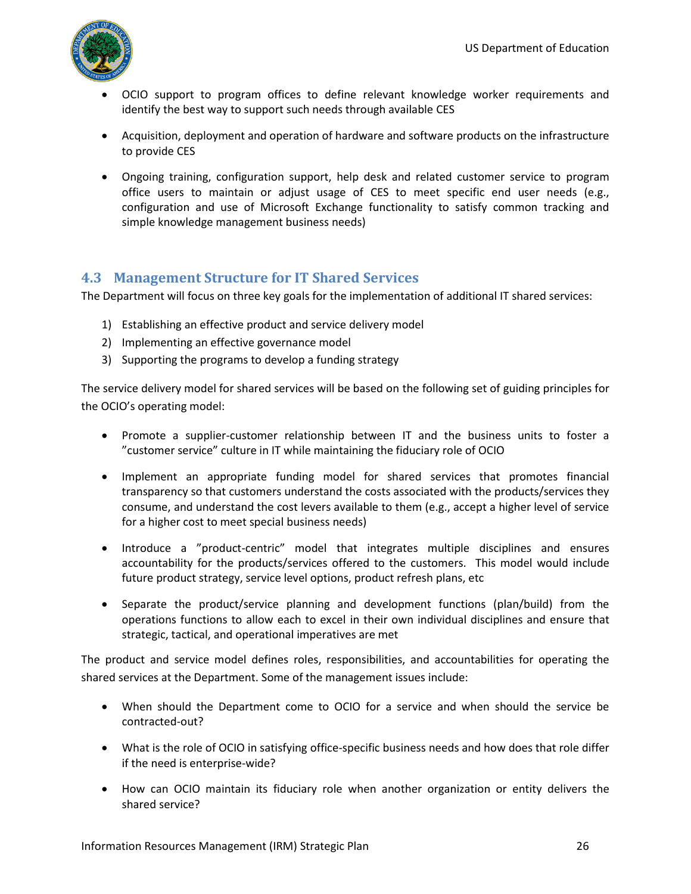- OCIO support to program offices to define relevant knowledge worker requirements and identify the best way to support such needs through available CES
- Acquisition, deployment and operation of hardware and software products on the infrastructure to provide CES
- Ongoing training, configuration support, help desk and related customer service to program office users to maintain or adjust usage of CES to meet specific end user needs (e.g., configuration and use of Microsoft Exchange functionality to satisfy common tracking and simple knowledge management business needs)

## 4.3 Management Structure for IT Shared Services

The Department will focus on three key goals for the implementation of additional IT shared services:

1) Establishing an effective product and service delivery model
2) Implementing an effective governance model
3) Supporting the programs to develop a funding strategy

The service delivery model for shared services will be based on the following set of guiding principles for the OCIO's operating model:

- Promote a supplier-customer relationship between IT and the business units to foster a "customer service" culture in IT while maintaining the fiduciary role of OCIO
- Implement an appropriate funding model for shared services that promotes financial transparency so that customers understand the costs associated with the products/services they consume, and understand the cost levers available to them (e.g., accept a higher level of service for a higher cost to meet special business needs)
- Introduce a "product-centric" model that integrates multiple disciplines and ensures accountability for the products/services offered to the customers. This model would include future product strategy, service level options, product refresh plans, etc
- Separate the product/service planning and development functions (plan/build) from the operations functions to allow each to excel in their own individual disciplines and ensure that strategic, tactical, and operational imperatives are met

The product and service model defines roles, responsibilities, and accountabilities for operating the shared services at the Department. Some of the management issues include:

- When should the Department come to OCIO for a service and when should the service be contracted-out?
- What is the role of OCIO in satisfying office-specific business needs and how does that role differ if the need is enterprise-wide?
- How can OCIO maintain its fiduciary role when another organization or entity delivers the shared service?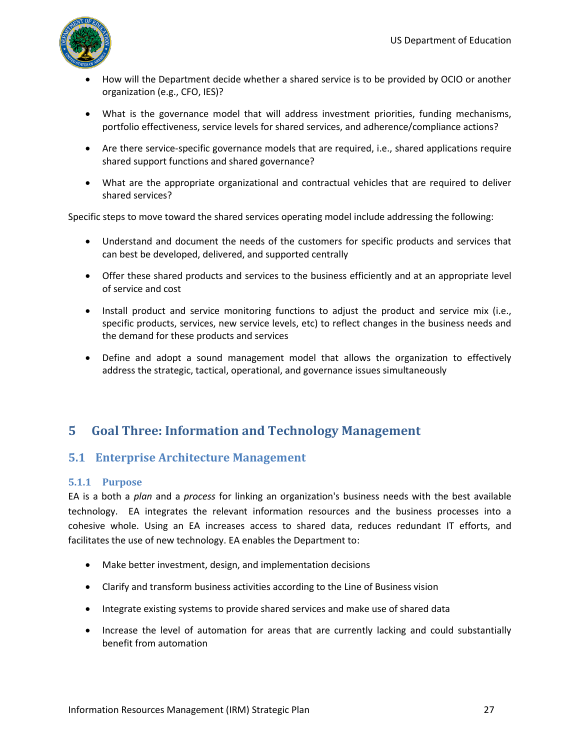- How will the Department decide whether a shared service is to be provided by OCIO or another organization (e.g., CFO, IES)?
- What is the governance model that will address investment priorities, funding mechanisms, portfolio effectiveness, service levels for shared services, and adherence/compliance actions?
- Are there service-specific governance models that are required, i.e., shared applications require shared support functions and shared governance?
- What are the appropriate organizational and contractual vehicles that are required to deliver shared services?

Specific steps to move toward the shared services operating model include addressing the following:

- Understand and document the needs of the customers for specific products and services that can best be developed, delivered, and supported centrally
- Offer these shared products and services to the business efficiently and at an appropriate level of service and cost
- Install product and service monitoring functions to adjust the product and service mix (i.e., specific products, services, new service levels, etc) to reflect changes in the business needs and the demand for these products and services
- Define and adopt a sound management model that allows the organization to effectively address the strategic, tactical, operational, and governance issues simultaneously

# 5 Goal Three: Information and Technology Management

## 5.1 Enterprise Architecture Management

### 5.1.1 Purpose

EA is a both a *plan* and a *process* for linking an organization's business needs with the best available technology. EA integrates the relevant information resources and the business processes into a cohesive whole. Using an EA increases access to shared data, reduces redundant IT efforts, and facilitates the use of new technology. EA enables the Department to:

- Make better investment, design, and implementation decisions
- Clarify and transform business activities according to the Line of Business vision
- Integrate existing systems to provide shared services and make use of shared data
- Increase the level of automation for areas that are currently lacking and could substantially benefit from automation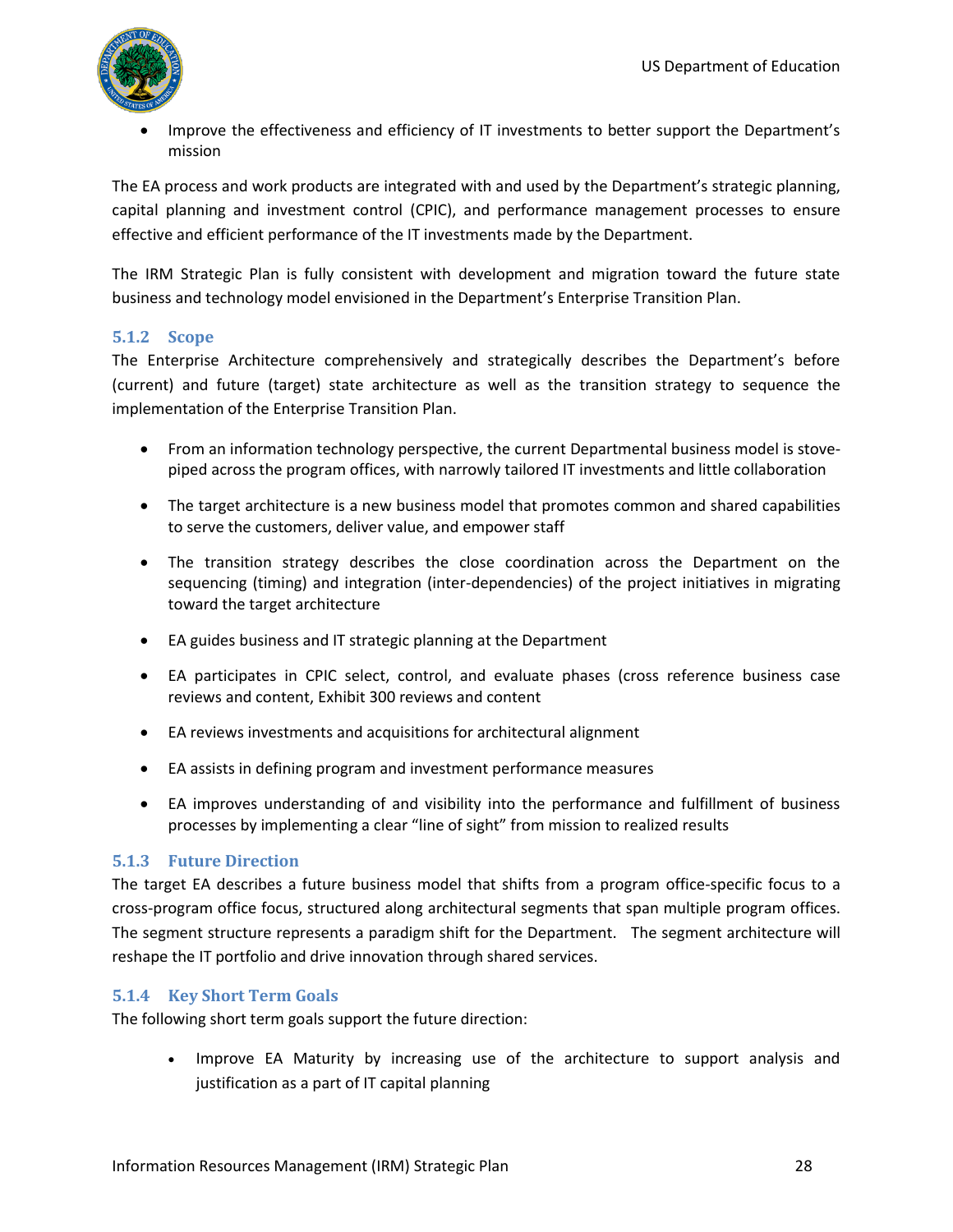- Improve the effectiveness and efficiency of IT investments to better support the Department's mission

The EA process and work products are integrated with and used by the Department's strategic planning, capital planning and investment control (CPIC), and performance management processes to ensure effective and efficient performance of the IT investments made by the Department.

The IRM Strategic Plan is fully consistent with development and migration toward the future state business and technology model envisioned in the Department's Enterprise Transition Plan.

### 5.1.2 Scope

The Enterprise Architecture comprehensively and strategically describes the Department's before (current) and future (target) state architecture as well as the transition strategy to sequence the implementation of the Enterprise Transition Plan.

- From an information technology perspective, the current Departmental business model is stove-piped across the program offices, with narrowly tailored IT investments and little collaboration
- The target architecture is a new business model that promotes common and shared capabilities to serve the customers, deliver value, and empower staff
- The transition strategy describes the close coordination across the Department on the sequencing (timing) and integration (inter-dependencies) of the project initiatives in migrating toward the target architecture
- EA guides business and IT strategic planning at the Department
- EA participates in CPIC select, control, and evaluate phases (cross reference business case reviews and content, Exhibit 300 reviews and content
- EA reviews investments and acquisitions for architectural alignment
- EA assists in defining program and investment performance measures
- EA improves understanding of and visibility into the performance and fulfillment of business processes by implementing a clear "line of sight" from mission to realized results

### 5.1.3 Future Direction

The target EA describes a future business model that shifts from a program office-specific focus to a cross-program office focus, structured along architectural segments that span multiple program offices. The segment structure represents a paradigm shift for the Department. The segment architecture will reshape the IT portfolio and drive innovation through shared services.

### 5.1.4 Key Short Term Goals

The following short term goals support the future direction:

- Improve EA Maturity by increasing use of the architecture to support analysis and justification as a part of IT capital planning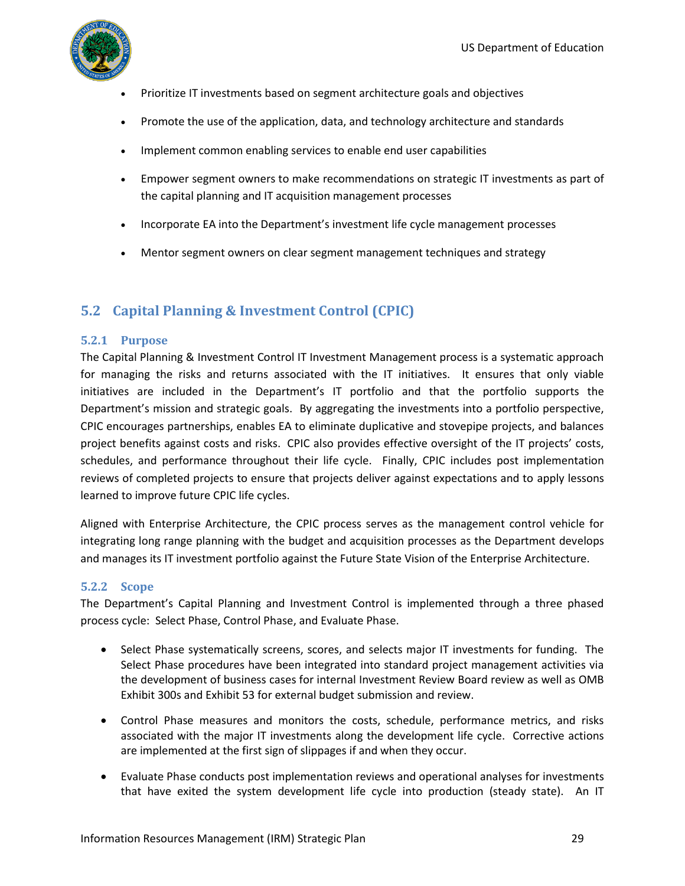- Prioritize IT investments based on segment architecture goals and objectives
- Promote the use of the application, data, and technology architecture and standards
- Implement common enabling services to enable end user capabilities
- Empower segment owners to make recommendations on strategic IT investments as part of the capital planning and IT acquisition management processes
- Incorporate EA into the Department's investment life cycle management processes
- Mentor segment owners on clear segment management techniques and strategy

## 5.2 Capital Planning & Investment Control (CPIC)

### 5.2.1 Purpose

The Capital Planning & Investment Control IT Investment Management process is a systematic approach for managing the risks and returns associated with the IT initiatives. It ensures that only viable initiatives are included in the Department's IT portfolio and that the portfolio supports the Department's mission and strategic goals. By aggregating the investments into a portfolio perspective, CPIC encourages partnerships, enables EA to eliminate duplicative and stovepipe projects, and balances project benefits against costs and risks. CPIC also provides effective oversight of the IT projects' costs, schedules, and performance throughout their life cycle. Finally, CPIC includes post implementation reviews of completed projects to ensure that projects deliver against expectations and to apply lessons learned to improve future CPIC life cycles.

Aligned with Enterprise Architecture, the CPIC process serves as the management control vehicle for integrating long range planning with the budget and acquisition processes as the Department develops and manages its IT investment portfolio against the Future State Vision of the Enterprise Architecture.

### 5.2.2 Scope

The Department's Capital Planning and Investment Control is implemented through a three phased process cycle: Select Phase, Control Phase, and Evaluate Phase.

- Select Phase systematically screens, scores, and selects major IT investments for funding. The Select Phase procedures have been integrated into standard project management activities via the development of business cases for internal Investment Review Board review as well as OMB Exhibit 300s and Exhibit 53 for external budget submission and review.
- Control Phase measures and monitors the costs, schedule, performance metrics, and risks associated with the major IT investments along the development life cycle. Corrective actions are implemented at the first sign of slippages if and when they occur.
- Evaluate Phase conducts post implementation reviews and operational analyses for investments that have exited the system development life cycle into production (steady state). An IT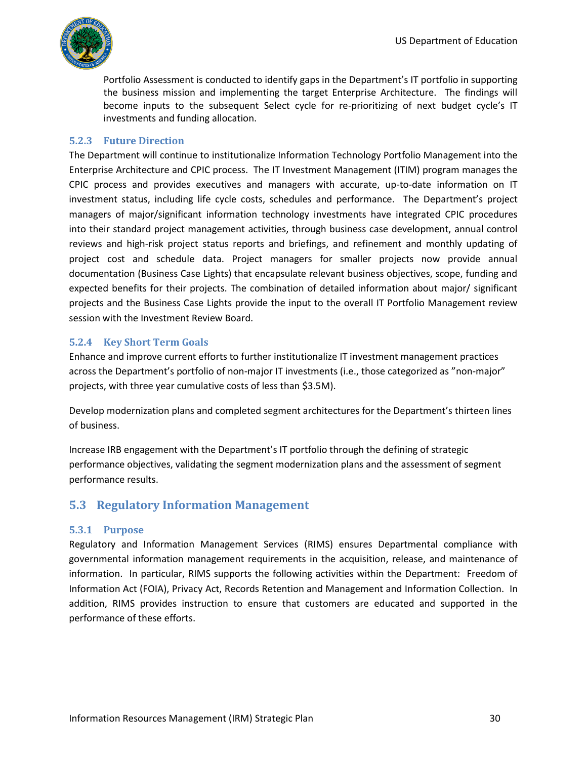Portfolio Assessment is conducted to identify gaps in the Department's IT portfolio in supporting the business mission and implementing the target Enterprise Architecture. The findings will become inputs to the subsequent Select cycle for re-prioritizing of next budget cycle's IT investments and funding allocation.

### 5.2.3 Future Direction

The Department will continue to institutionalize Information Technology Portfolio Management into the Enterprise Architecture and CPIC process. The IT Investment Management (ITIM) program manages the CPIC process and provides executives and managers with accurate, up-to-date information on IT investment status, including life cycle costs, schedules and performance. The Department's project managers of major/significant information technology investments have integrated CPIC procedures into their standard project management activities, through business case development, annual control reviews and high-risk project status reports and briefings, and refinement and monthly updating of project cost and schedule data. Project managers for smaller projects now provide annual documentation (Business Case Lights) that encapsulate relevant business objectives, scope, funding and expected benefits for their projects. The combination of detailed information about major/ significant projects and the Business Case Lights provide the input to the overall IT Portfolio Management review session with the Investment Review Board.

### 5.2.4 Key Short Term Goals

Enhance and improve current efforts to further institutionalize IT investment management practices across the Department's portfolio of non-major IT investments (i.e., those categorized as "non-major" projects, with three year cumulative costs of less than $3.5M).

Develop modernization plans and completed segment architectures for the Department's thirteen lines of business.

Increase IRB engagement with the Department's IT portfolio through the defining of strategic performance objectives, validating the segment modernization plans and the assessment of segment performance results.

## 5.3 Regulatory Information Management

### 5.3.1 Purpose

Regulatory and Information Management Services (RIMS) ensures Departmental compliance with governmental information management requirements in the acquisition, release, and maintenance of information. In particular, RIMS supports the following activities within the Department: Freedom of Information Act (FOIA), Privacy Act, Records Retention and Management and Information Collection. In addition, RIMS provides instruction to ensure that customers are educated and supported in the performance of these efforts.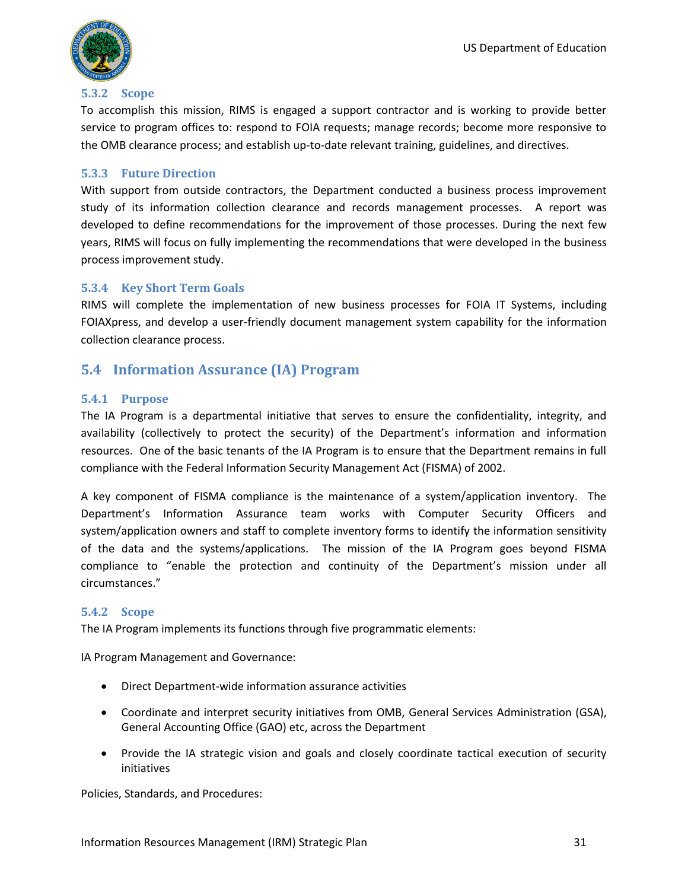### 5.3.2 Scope

To accomplish this mission, RIMS is engaged a support contractor and is working to provide better service to program offices to: respond to FOIA requests; manage records; become more responsive to the OMB clearance process; and establish up-to-date relevant training, guidelines, and directives.

### 5.3.3 Future Direction

With support from outside contractors, the Department conducted a business process improvement study of its information collection clearance and records management processes. A report was developed to define recommendations for the improvement of those processes. During the next few years, RIMS will focus on fully implementing the recommendations that were developed in the business process improvement study.

### 5.3.4 Key Short Term Goals

RIMS will complete the implementation of new business processes for FOIA IT Systems, including FOIAXpress, and develop a user-friendly document management system capability for the information collection clearance process.

## 5.4 Information Assurance (IA) Program

### 5.4.1 Purpose

The IA Program is a departmental initiative that serves to ensure the confidentiality, integrity, and availability (collectively to protect the security) of the Department's information and information resources. One of the basic tenants of the IA Program is to ensure that the Department remains in full compliance with the Federal Information Security Management Act (FISMA) of 2002.

A key component of FISMA compliance is the maintenance of a system/application inventory. The Department's Information Assurance team works with Computer Security Officers and system/application owners and staff to complete inventory forms to identify the information sensitivity of the data and the systems/applications. The mission of the IA Program goes beyond FISMA compliance to "enable the protection and continuity of the Department's mission under all circumstances."

### 5.4.2 Scope

The IA Program implements its functions through five programmatic elements:

IA Program Management and Governance:

- Direct Department-wide information assurance activities
- Coordinate and interpret security initiatives from OMB, General Services Administration (GSA), General Accounting Office (GAO) etc, across the Department
- Provide the IA strategic vision and goals and closely coordinate tactical execution of security initiatives

Policies, Standards, and Procedures: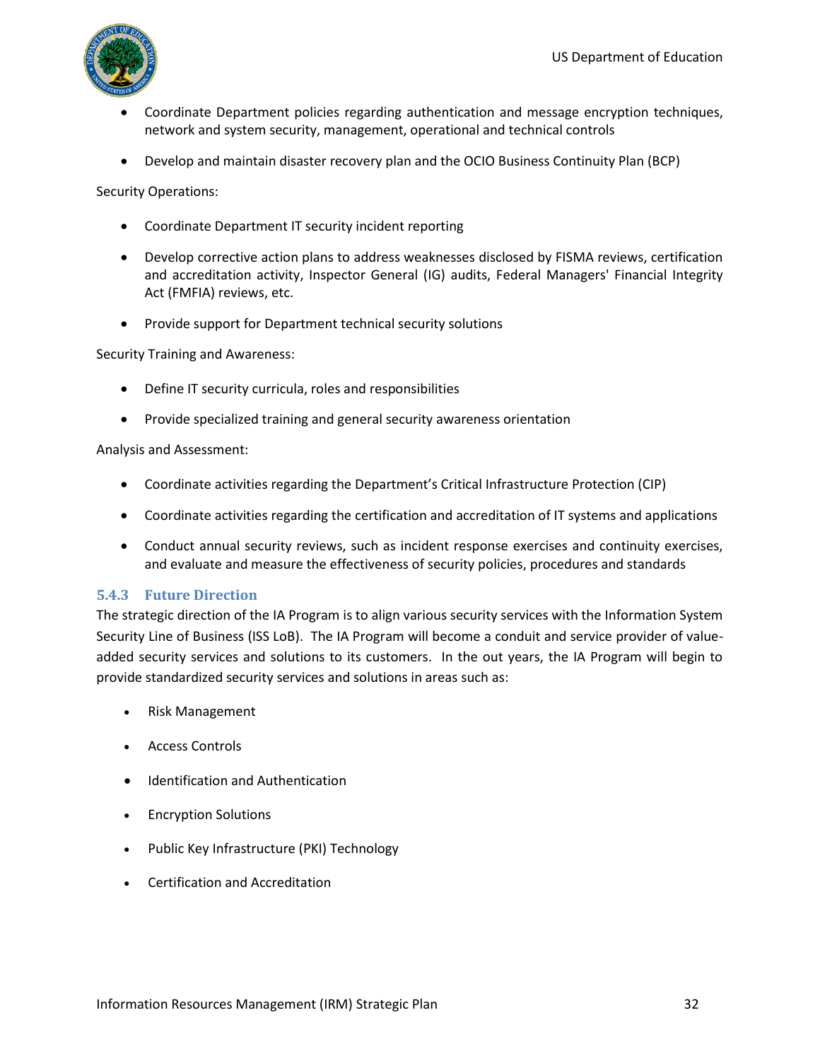- Coordinate Department policies regarding authentication and message encryption techniques, network and system security, management, operational and technical controls
- Develop and maintain disaster recovery plan and the OCIO Business Continuity Plan (BCP)

Security Operations:

- Coordinate Department IT security incident reporting
- Develop corrective action plans to address weaknesses disclosed by FISMA reviews, certification and accreditation activity, Inspector General (IG) audits, Federal Managers' Financial Integrity Act (FMFIA) reviews, etc.
- Provide support for Department technical security solutions

Security Training and Awareness:

- Define IT security curricula, roles and responsibilities
- Provide specialized training and general security awareness orientation

Analysis and Assessment:

- Coordinate activities regarding the Department's Critical Infrastructure Protection (CIP)
- Coordinate activities regarding the certification and accreditation of IT systems and applications
- Conduct annual security reviews, such as incident response exercises and continuity exercises, and evaluate and measure the effectiveness of security policies, procedures and standards

### 5.4.3 Future Direction

The strategic direction of the IA Program is to align various security services with the Information System Security Line of Business (ISS LoB). The IA Program will become a conduit and service provider of value-added security services and solutions to its customers. In the out years, the IA Program will begin to provide standardized security services and solutions in areas such as:

- Risk Management
- Access Controls
- Identification and Authentication
- Encryption Solutions
- Public Key Infrastructure (PKI) Technology
- Certification and Accreditation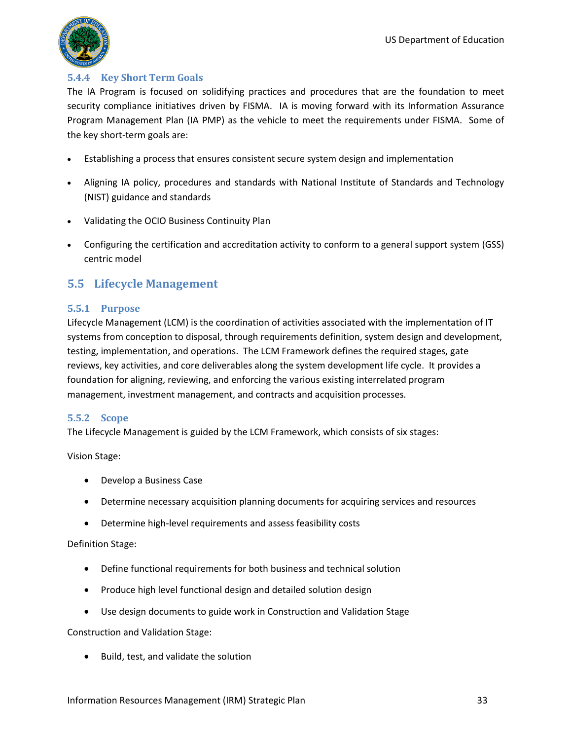#### 5.4.4 Key Short Term Goals

The IA Program is focused on solidifying practices and procedures that are the foundation to meet security compliance initiatives driven by FISMA. IA is moving forward with its Information Assurance Program Management Plan (IA PMP) as the vehicle to meet the requirements under FISMA. Some of the key short-term goals are:

- Establishing a process that ensures consistent secure system design and implementation
- Aligning IA policy, procedures and standards with National Institute of Standards and Technology (NIST) guidance and standards
- Validating the OCIO Business Continuity Plan
- Configuring the certification and accreditation activity to conform to a general support system (GSS) centric model

### 5.5 Lifecycle Management

#### 5.5.1 Purpose

Lifecycle Management (LCM) is the coordination of activities associated with the implementation of IT systems from conception to disposal, through requirements definition, system design and development, testing, implementation, and operations. The LCM Framework defines the required stages, gate reviews, key activities, and core deliverables along the system development life cycle. It provides a foundation for aligning, reviewing, and enforcing the various existing interrelated program management, investment management, and contracts and acquisition processes.

#### 5.5.2 Scope

The Lifecycle Management is guided by the LCM Framework, which consists of six stages:

Vision Stage:

- Develop a Business Case
- Determine necessary acquisition planning documents for acquiring services and resources
- Determine high-level requirements and assess feasibility costs

Definition Stage:

- Define functional requirements for both business and technical solution
- Produce high level functional design and detailed solution design
- Use design documents to guide work in Construction and Validation Stage

Construction and Validation Stage:

- Build, test, and validate the solution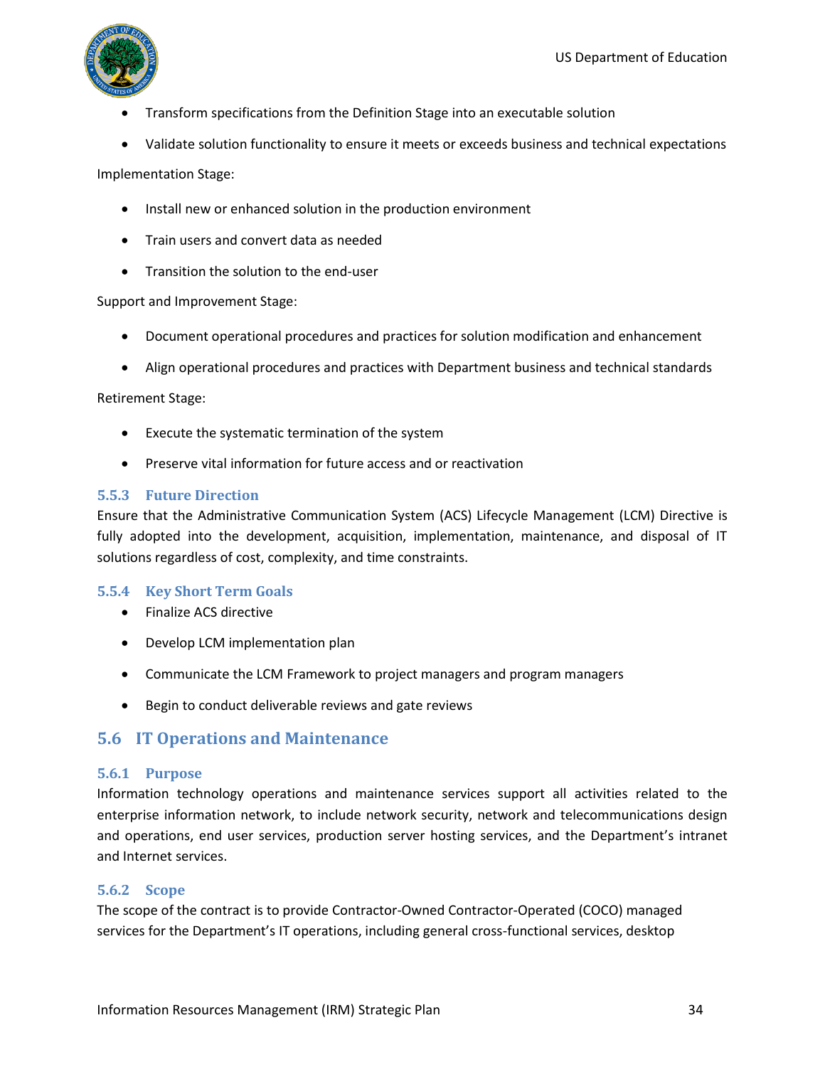- Transform specifications from the Definition Stage into an executable solution
- Validate solution functionality to ensure it meets or exceeds business and technical expectations

Implementation Stage:

- Install new or enhanced solution in the production environment
- Train users and convert data as needed
- Transition the solution to the end-user

Support and Improvement Stage:

- Document operational procedures and practices for solution modification and enhancement
- Align operational procedures and practices with Department business and technical standards

Retirement Stage:

- Execute the systematic termination of the system
- Preserve vital information for future access and or reactivation

### 5.5.3 Future Direction

Ensure that the Administrative Communication System (ACS) Lifecycle Management (LCM) Directive is fully adopted into the development, acquisition, implementation, maintenance, and disposal of IT solutions regardless of cost, complexity, and time constraints.

### 5.5.4 Key Short Term Goals

- Finalize ACS directive
- Develop LCM implementation plan
- Communicate the LCM Framework to project managers and program managers
- Begin to conduct deliverable reviews and gate reviews

## 5.6 IT Operations and Maintenance

### 5.6.1 Purpose

Information technology operations and maintenance services support all activities related to the enterprise information network, to include network security, network and telecommunications design and operations, end user services, production server hosting services, and the Department's intranet and Internet services.

### 5.6.2 Scope

The scope of the contract is to provide Contractor-Owned Contractor-Operated (COCO) managed services for the Department's IT operations, including general cross-functional services, desktop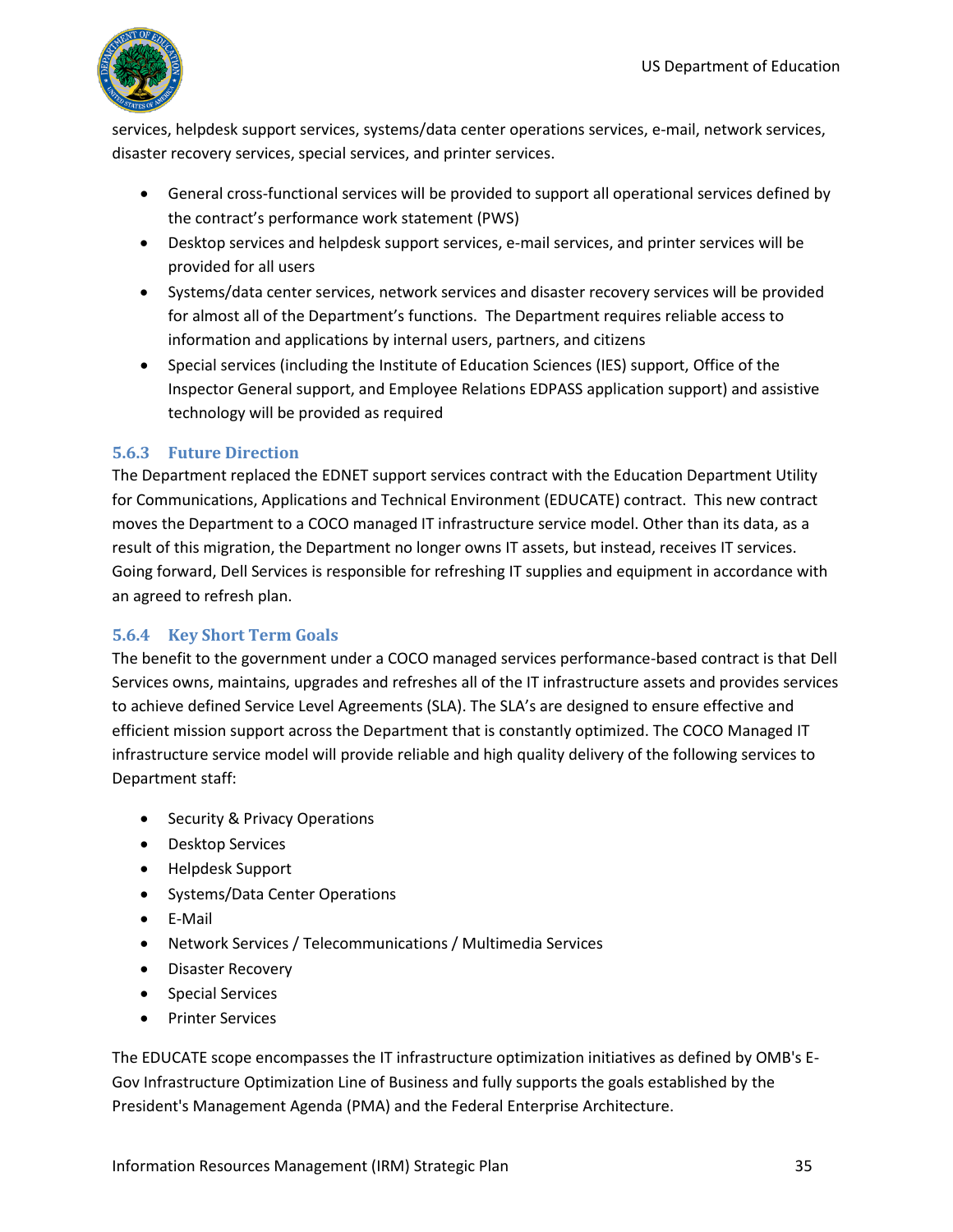services, helpdesk support services, systems/data center operations services, e-mail, network services, disaster recovery services, special services, and printer services.

- General cross-functional services will be provided to support all operational services defined by the contract's performance work statement (PWS)
- Desktop services and helpdesk support services, e-mail services, and printer services will be provided for all users
- Systems/data center services, network services and disaster recovery services will be provided for almost all of the Department's functions. The Department requires reliable access to information and applications by internal users, partners, and citizens
- Special services (including the Institute of Education Sciences (IES) support, Office of the Inspector General support, and Employee Relations EDPASS application support) and assistive technology will be provided as required

### 5.6.3 Future Direction

The Department replaced the EDNET support services contract with the Education Department Utility for Communications, Applications and Technical Environment (EDUCATE) contract. This new contract moves the Department to a COCO managed IT infrastructure service model. Other than its data, as a result of this migration, the Department no longer owns IT assets, but instead, receives IT services. Going forward, Dell Services is responsible for refreshing IT supplies and equipment in accordance with an agreed to refresh plan.

### 5.6.4 Key Short Term Goals

The benefit to the government under a COCO managed services performance-based contract is that Dell Services owns, maintains, upgrades and refreshes all of the IT infrastructure assets and provides services to achieve defined Service Level Agreements (SLA). The SLA's are designed to ensure effective and efficient mission support across the Department that is constantly optimized. The COCO Managed IT infrastructure service model will provide reliable and high quality delivery of the following services to Department staff:

- Security & Privacy Operations
- Desktop Services
- Helpdesk Support
- Systems/Data Center Operations
- E-Mail
- Network Services / Telecommunications / Multimedia Services
- Disaster Recovery
- Special Services
- Printer Services

The EDUCATE scope encompasses the IT infrastructure optimization initiatives as defined by OMB's E-Gov Infrastructure Optimization Line of Business and fully supports the goals established by the President's Management Agenda (PMA) and the Federal Enterprise Architecture.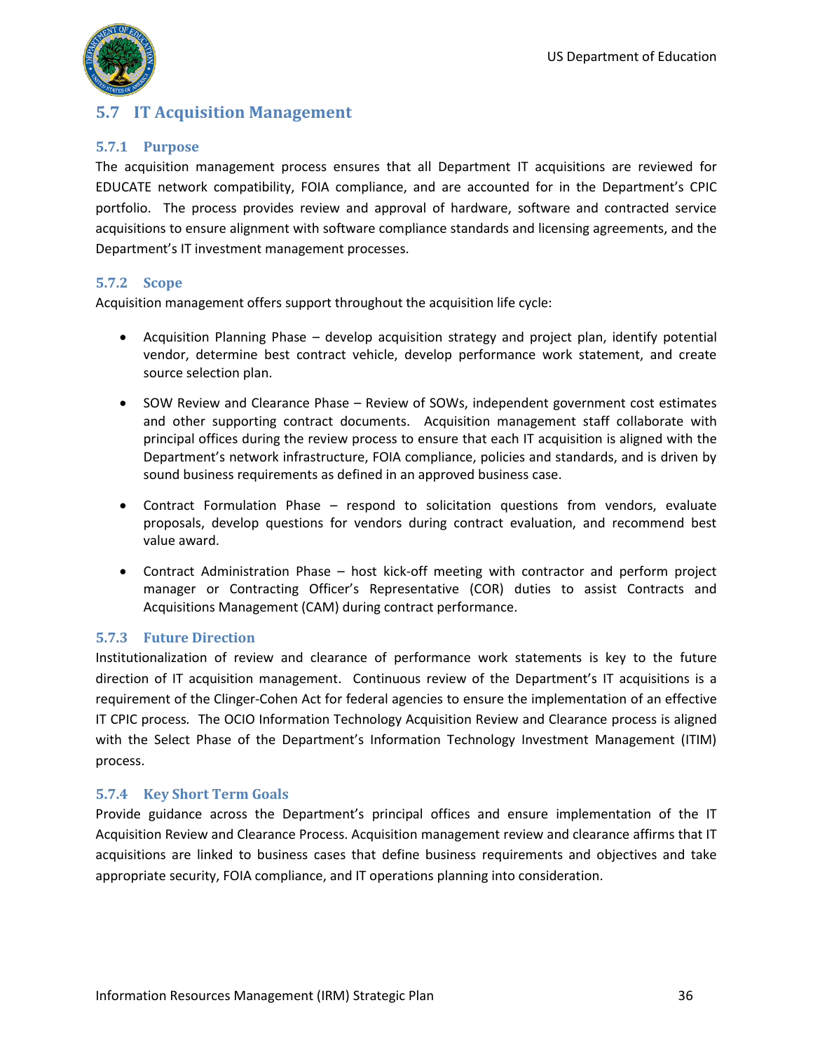## 5.7 IT Acquisition Management

### 5.7.1 Purpose

The acquisition management process ensures that all Department IT acquisitions are reviewed for EDUCATE network compatibility, FOIA compliance, and are accounted for in the Department's CPIC portfolio. The process provides review and approval of hardware, software and contracted service acquisitions to ensure alignment with software compliance standards and licensing agreements, and the Department's IT investment management processes.

### 5.7.2 Scope

Acquisition management offers support throughout the acquisition life cycle:

- Acquisition Planning Phase – develop acquisition strategy and project plan, identify potential vendor, determine best contract vehicle, develop performance work statement, and create source selection plan.
- SOW Review and Clearance Phase – Review of SOWs, independent government cost estimates and other supporting contract documents. Acquisition management staff collaborate with principal offices during the review process to ensure that each IT acquisition is aligned with the Department's network infrastructure, FOIA compliance, policies and standards, and is driven by sound business requirements as defined in an approved business case.
- Contract Formulation Phase – respond to solicitation questions from vendors, evaluate proposals, develop questions for vendors during contract evaluation, and recommend best value award.
- Contract Administration Phase – host kick-off meeting with contractor and perform project manager or Contracting Officer's Representative (COR) duties to assist Contracts and Acquisitions Management (CAM) during contract performance.

### 5.7.3 Future Direction

Institutionalization of review and clearance of performance work statements is key to the future direction of IT acquisition management. Continuous review of the Department's IT acquisitions is a requirement of the Clinger-Cohen Act for federal agencies to ensure the implementation of an effective IT CPIC process. The OCIO Information Technology Acquisition Review and Clearance process is aligned with the Select Phase of the Department's Information Technology Investment Management (ITIM) process.

### 5.7.4 Key Short Term Goals

Provide guidance across the Department's principal offices and ensure implementation of the IT Acquisition Review and Clearance Process. Acquisition management review and clearance affirms that IT acquisitions are linked to business cases that define business requirements and objectives and take appropriate security, FOIA compliance, and IT operations planning into consideration.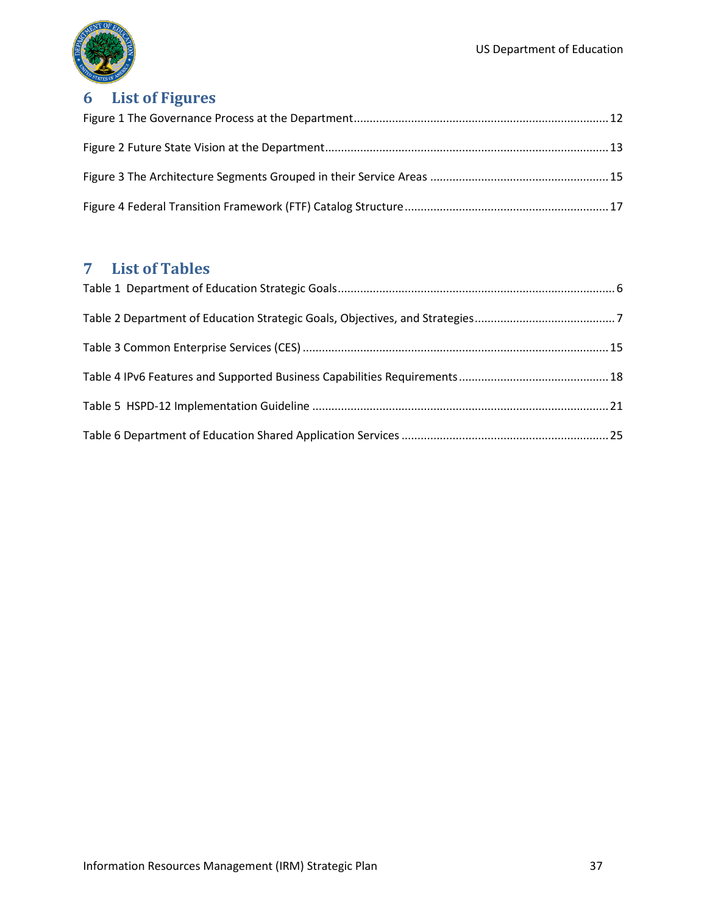# 6 List of Figures

Figure 1 The Governance Process at the Department ............................................................................ 12

Figure 2 Future State Vision at the Department ..................................................................................... 13

Figure 3 The Architecture Segments Grouped in their Service Areas ..................................................... 15

Figure 4 Federal Transition Framework (FTF) Catalog Structure ............................................................ 17

# 7 List of Tables

Table 1 Department of Education Strategic Goals ..................................................................................... 6

Table 2 Department of Education Strategic Goals, Objectives, and Strategies ........................................... 7

Table 3 Common Enterprise Services (CES) ............................................................................................ 15

Table 4 IPv6 Features and Supported Business Capabilities Requirements ............................................. 18

Table 5 HSPD-12 Implementation Guideline ........................................................................................... 21

Table 6 Department of Education Shared Application Services ............................................................... 25